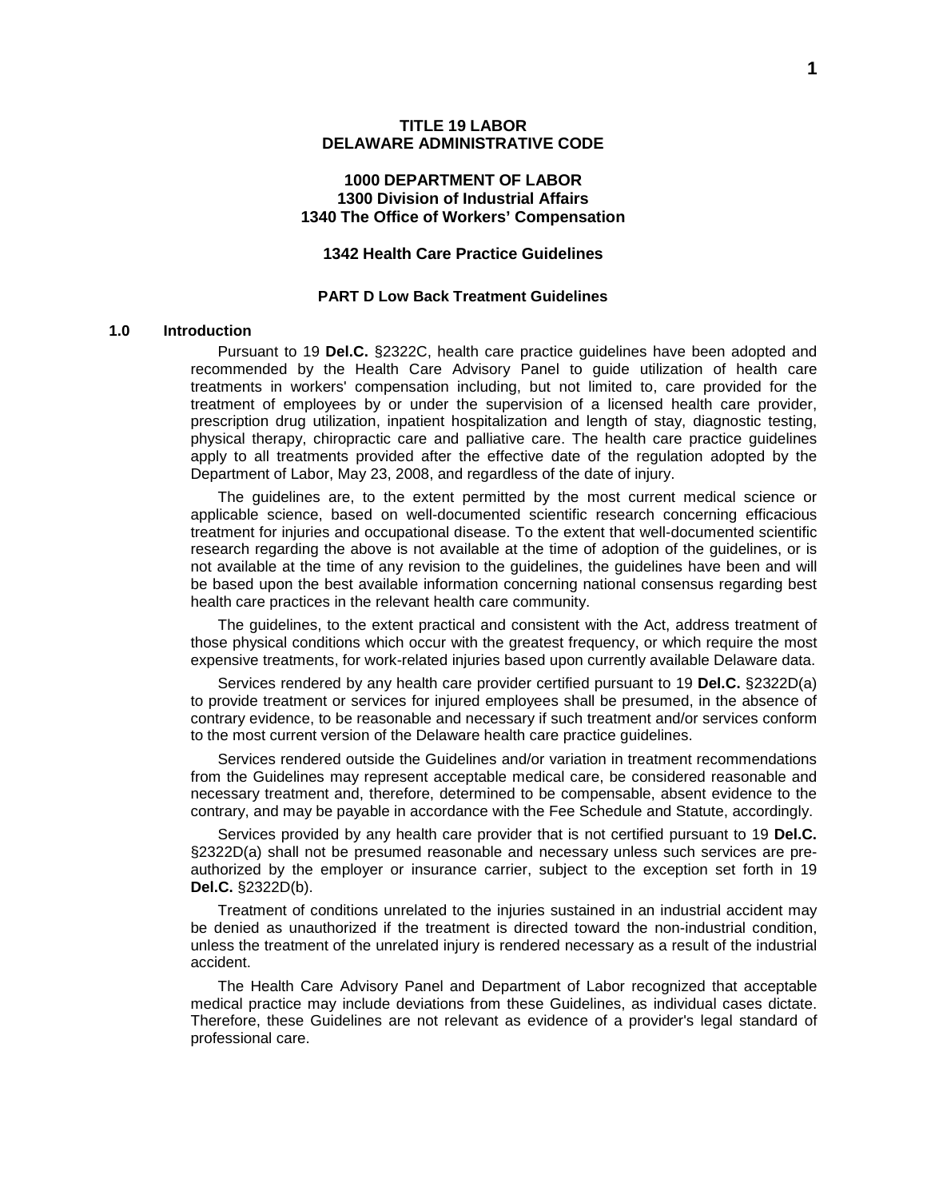**TITLE 19 LABOR**
**DELAWARE ADMINISTRATIVE CODE**

**1000 DEPARTMENT OF LABOR**
**1300 Division of Industrial Affairs**
**1340 The Office of Workers' Compensation**

# 1342 Health Care Practice Guidelines

## PART D Low Back Treatment Guidelines

### 1.0 Introduction

Pursuant to 19 **Del.C.** §2322C, health care practice guidelines have been adopted and recommended by the Health Care Advisory Panel to guide utilization of health care treatments in workers' compensation including, but not limited to, care provided for the treatment of employees by or under the supervision of a licensed health care provider, prescription drug utilization, inpatient hospitalization and length of stay, diagnostic testing, physical therapy, chiropractic care and palliative care. The health care practice guidelines apply to all treatments provided after the effective date of the regulation adopted by the Department of Labor, May 23, 2008, and regardless of the date of injury.

The guidelines are, to the extent permitted by the most current medical science or applicable science, based on well-documented scientific research concerning efficacious treatment for injuries and occupational disease. To the extent that well-documented scientific research regarding the above is not available at the time of adoption of the guidelines, or is not available at the time of any revision to the guidelines, the guidelines have been and will be based upon the best available information concerning national consensus regarding best health care practices in the relevant health care community.

The guidelines, to the extent practical and consistent with the Act, address treatment of those physical conditions which occur with the greatest frequency, or which require the most expensive treatments, for work-related injuries based upon currently available Delaware data.

Services rendered by any health care provider certified pursuant to 19 **Del.C.** §2322D(a) to provide treatment or services for injured employees shall be presumed, in the absence of contrary evidence, to be reasonable and necessary if such treatment and/or services conform to the most current version of the Delaware health care practice guidelines.

Services rendered outside the Guidelines and/or variation in treatment recommendations from the Guidelines may represent acceptable medical care, be considered reasonable and necessary treatment and, therefore, determined to be compensable, absent evidence to the contrary, and may be payable in accordance with the Fee Schedule and Statute, accordingly.

Services provided by any health care provider that is not certified pursuant to 19 **Del.C.** §2322D(a) shall not be presumed reasonable and necessary unless such services are pre-authorized by the employer or insurance carrier, subject to the exception set forth in 19 **Del.C.** §2322D(b).

Treatment of conditions unrelated to the injuries sustained in an industrial accident may be denied as unauthorized if the treatment is directed toward the non-industrial condition, unless the treatment of the unrelated injury is rendered necessary as a result of the industrial accident.

The Health Care Advisory Panel and Department of Labor recognized that acceptable medical practice may include deviations from these Guidelines, as individual cases dictate. Therefore, these Guidelines are not relevant as evidence of a provider's legal standard of professional care.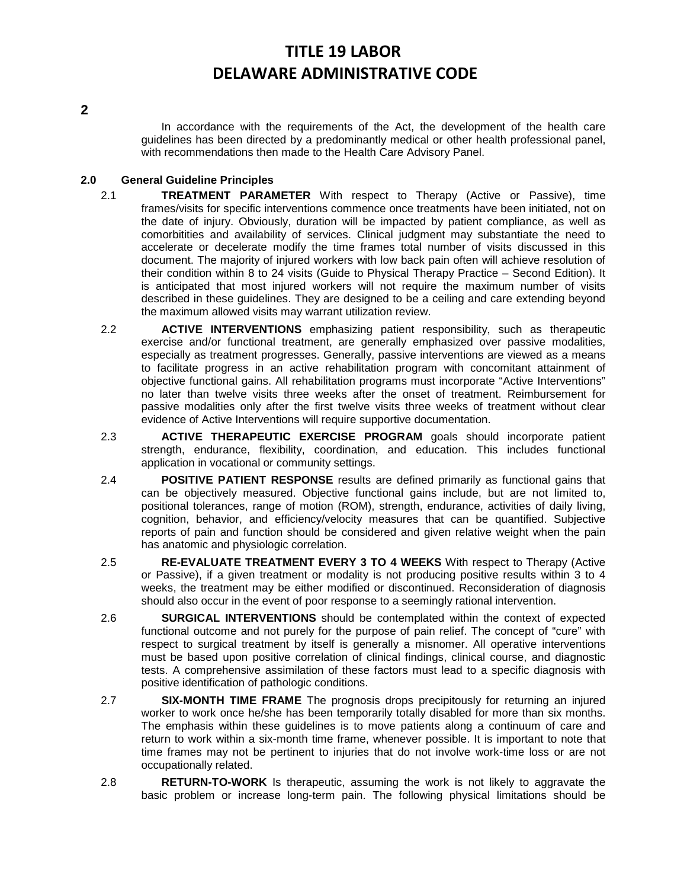**2**

In accordance with the requirements of the Act, the development of the health care guidelines has been directed by a predominantly medical or other health professional panel, with recommendations then made to the Health Care Advisory Panel.

## 2.0 General Guideline Principles

2.1 **TREATMENT PARAMETER** With respect to Therapy (Active or Passive), time frames/visits for specific interventions commence once treatments have been initiated, not on the date of injury. Obviously, duration will be impacted by patient compliance, as well as comorbitities and availability of services. Clinical judgment may substantiate the need to accelerate or decelerate modify the time frames total number of visits discussed in this document. The majority of injured workers with low back pain often will achieve resolution of their condition within 8 to 24 visits (Guide to Physical Therapy Practice – Second Edition). It is anticipated that most injured workers will not require the maximum number of visits described in these guidelines. They are designed to be a ceiling and care extending beyond the maximum allowed visits may warrant utilization review.

2.2 **ACTIVE INTERVENTIONS** emphasizing patient responsibility, such as therapeutic exercise and/or functional treatment, are generally emphasized over passive modalities, especially as treatment progresses. Generally, passive interventions are viewed as a means to facilitate progress in an active rehabilitation program with concomitant attainment of objective functional gains. All rehabilitation programs must incorporate "Active Interventions" no later than twelve visits three weeks after the onset of treatment. Reimbursement for passive modalities only after the first twelve visits three weeks of treatment without clear evidence of Active Interventions will require supportive documentation.

2.3 **ACTIVE THERAPEUTIC EXERCISE PROGRAM** goals should incorporate patient strength, endurance, flexibility, coordination, and education. This includes functional application in vocational or community settings.

2.4 **POSITIVE PATIENT RESPONSE** results are defined primarily as functional gains that can be objectively measured. Objective functional gains include, but are not limited to, positional tolerances, range of motion (ROM), strength, endurance, activities of daily living, cognition, behavior, and efficiency/velocity measures that can be quantified. Subjective reports of pain and function should be considered and given relative weight when the pain has anatomic and physiologic correlation.

2.5 **RE-EVALUATE TREATMENT EVERY 3 TO 4 WEEKS** With respect to Therapy (Active or Passive), if a given treatment or modality is not producing positive results within 3 to 4 weeks, the treatment may be either modified or discontinued. Reconsideration of diagnosis should also occur in the event of poor response to a seemingly rational intervention.

2.6 **SURGICAL INTERVENTIONS** should be contemplated within the context of expected functional outcome and not purely for the purpose of pain relief. The concept of "cure" with respect to surgical treatment by itself is generally a misnomer. All operative interventions must be based upon positive correlation of clinical findings, clinical course, and diagnostic tests. A comprehensive assimilation of these factors must lead to a specific diagnosis with positive identification of pathologic conditions.

2.7 **SIX-MONTH TIME FRAME** The prognosis drops precipitously for returning an injured worker to work once he/she has been temporarily totally disabled for more than six months. The emphasis within these guidelines is to move patients along a continuum of care and return to work within a six-month time frame, whenever possible. It is important to note that time frames may not be pertinent to injuries that do not involve work-time loss or are not occupationally related.

2.8 **RETURN-TO-WORK** Is therapeutic, assuming the work is not likely to aggravate the basic problem or increase long-term pain. The following physical limitations should be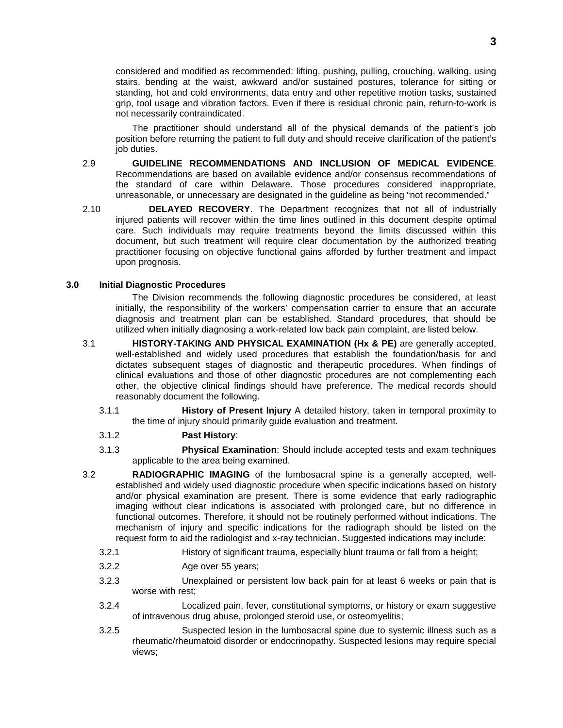considered and modified as recommended: lifting, pushing, pulling, crouching, walking, using stairs, bending at the waist, awkward and/or sustained postures, tolerance for sitting or standing, hot and cold environments, data entry and other repetitive motion tasks, sustained grip, tool usage and vibration factors. Even if there is residual chronic pain, return-to-work is not necessarily contraindicated.

The practitioner should understand all of the physical demands of the patient's job position before returning the patient to full duty and should receive clarification of the patient's job duties.

2.9 **GUIDELINE RECOMMENDATIONS AND INCLUSION OF MEDICAL EVIDENCE**. Recommendations are based on available evidence and/or consensus recommendations of the standard of care within Delaware. Those procedures considered inappropriate, unreasonable, or unnecessary are designated in the guideline as being "not recommended."

2.10 **DELAYED RECOVERY**. The Department recognizes that not all of industrially injured patients will recover within the time lines outlined in this document despite optimal care. Such individuals may require treatments beyond the limits discussed within this document, but such treatment will require clear documentation by the authorized treating practitioner focusing on objective functional gains afforded by further treatment and impact upon prognosis.

## 3.0 Initial Diagnostic Procedures

The Division recommends the following diagnostic procedures be considered, at least initially, the responsibility of the workers' compensation carrier to ensure that an accurate diagnosis and treatment plan can be established. Standard procedures, that should be utilized when initially diagnosing a work-related low back pain complaint, are listed below.

3.1 **HISTORY-TAKING AND PHYSICAL EXAMINATION (Hx & PE)** are generally accepted, well-established and widely used procedures that establish the foundation/basis for and dictates subsequent stages of diagnostic and therapeutic procedures. When findings of clinical evaluations and those of other diagnostic procedures are not complementing each other, the objective clinical findings should have preference. The medical records should reasonably document the following.

3.1.1 **History of Present Injury** A detailed history, taken in temporal proximity to the time of injury should primarily guide evaluation and treatment.

3.1.2 **Past History**:

3.1.3 **Physical Examination**: Should include accepted tests and exam techniques applicable to the area being examined.

3.2 **RADIOGRAPHIC IMAGING** of the lumbosacral spine is a generally accepted, well-established and widely used diagnostic procedure when specific indications based on history and/or physical examination are present. There is some evidence that early radiographic imaging without clear indications is associated with prolonged care, but no difference in functional outcomes. Therefore, it should not be routinely performed without indications. The mechanism of injury and specific indications for the radiograph should be listed on the request form to aid the radiologist and x-ray technician. Suggested indications may include:

3.2.1 History of significant trauma, especially blunt trauma or fall from a height;

3.2.2 Age over 55 years;

3.2.3 Unexplained or persistent low back pain for at least 6 weeks or pain that is worse with rest;

3.2.4 Localized pain, fever, constitutional symptoms, or history or exam suggestive of intravenous drug abuse, prolonged steroid use, or osteomyelitis;

3.2.5 Suspected lesion in the lumbosacral spine due to systemic illness such as a rheumatic/rheumatoid disorder or endocrinopathy. Suspected lesions may require special views;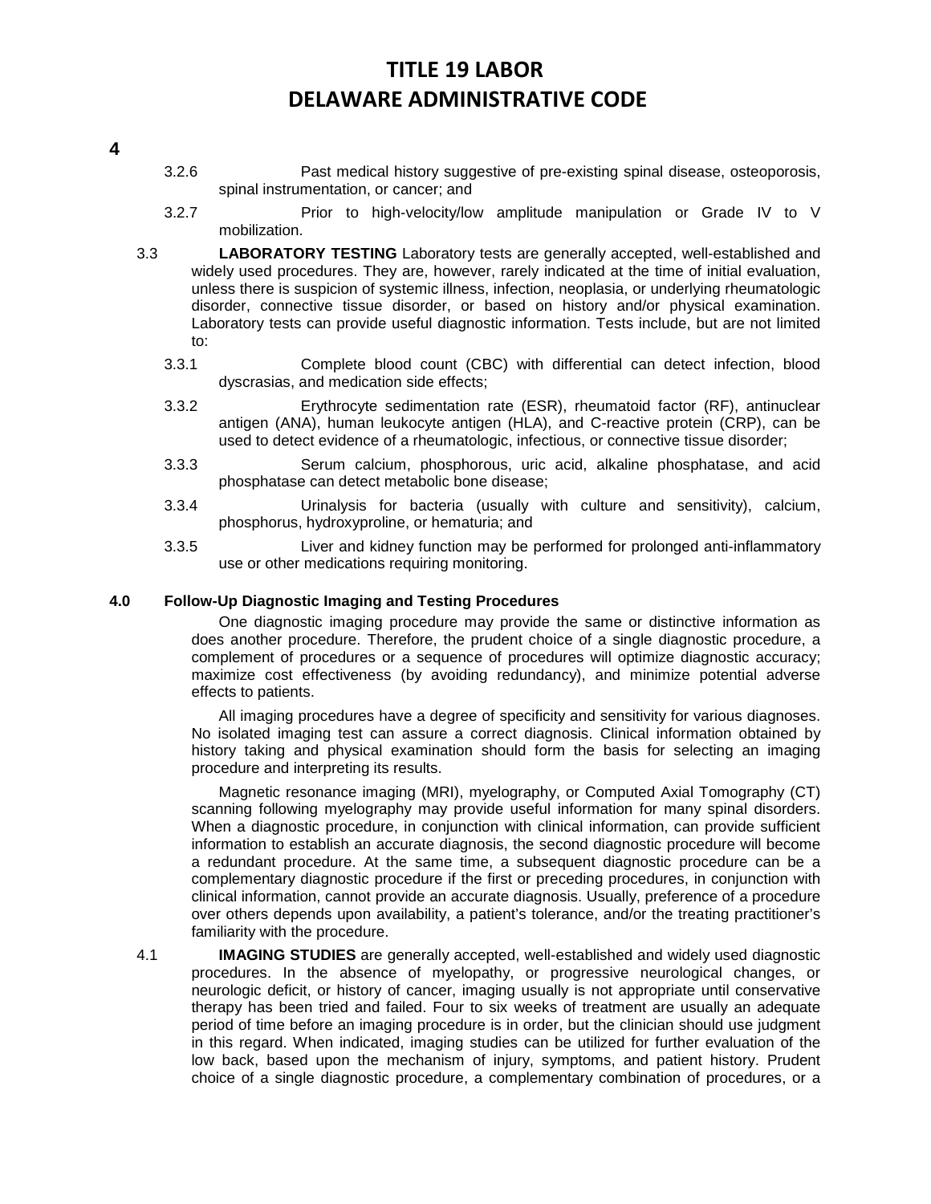3.2.6 Past medical history suggestive of pre-existing spinal disease, osteoporosis, spinal instrumentation, or cancer; and

3.2.7 Prior to high-velocity/low amplitude manipulation or Grade IV to V mobilization.

3.3 **LABORATORY TESTING** Laboratory tests are generally accepted, well-established and widely used procedures. They are, however, rarely indicated at the time of initial evaluation, unless there is suspicion of systemic illness, infection, neoplasia, or underlying rheumatologic disorder, connective tissue disorder, or based on history and/or physical examination. Laboratory tests can provide useful diagnostic information. Tests include, but are not limited to:

3.3.1 Complete blood count (CBC) with differential can detect infection, blood dyscrasias, and medication side effects;

3.3.2 Erythrocyte sedimentation rate (ESR), rheumatoid factor (RF), antinuclear antigen (ANA), human leukocyte antigen (HLA), and C-reactive protein (CRP), can be used to detect evidence of a rheumatologic, infectious, or connective tissue disorder;

3.3.3 Serum calcium, phosphorous, uric acid, alkaline phosphatase, and acid phosphatase can detect metabolic bone disease;

3.3.4 Urinalysis for bacteria (usually with culture and sensitivity), calcium, phosphorus, hydroxyproline, or hematuria; and

3.3.5 Liver and kidney function may be performed for prolonged anti-inflammatory use or other medications requiring monitoring.

## 4.0 Follow-Up Diagnostic Imaging and Testing Procedures

One diagnostic imaging procedure may provide the same or distinctive information as does another procedure. Therefore, the prudent choice of a single diagnostic procedure, a complement of procedures or a sequence of procedures will optimize diagnostic accuracy; maximize cost effectiveness (by avoiding redundancy), and minimize potential adverse effects to patients.

All imaging procedures have a degree of specificity and sensitivity for various diagnoses. No isolated imaging test can assure a correct diagnosis. Clinical information obtained by history taking and physical examination should form the basis for selecting an imaging procedure and interpreting its results.

Magnetic resonance imaging (MRI), myelography, or Computed Axial Tomography (CT) scanning following myelography may provide useful information for many spinal disorders. When a diagnostic procedure, in conjunction with clinical information, can provide sufficient information to establish an accurate diagnosis, the second diagnostic procedure will become a redundant procedure. At the same time, a subsequent diagnostic procedure can be a complementary diagnostic procedure if the first or preceding procedures, in conjunction with clinical information, cannot provide an accurate diagnosis. Usually, preference of a procedure over others depends upon availability, a patient's tolerance, and/or the treating practitioner's familiarity with the procedure.

4.1 **IMAGING STUDIES** are generally accepted, well-established and widely used diagnostic procedures. In the absence of myelopathy, or progressive neurological changes, or neurologic deficit, or history of cancer, imaging usually is not appropriate until conservative therapy has been tried and failed. Four to six weeks of treatment are usually an adequate period of time before an imaging procedure is in order, but the clinician should use judgment in this regard. When indicated, imaging studies can be utilized for further evaluation of the low back, based upon the mechanism of injury, symptoms, and patient history. Prudent choice of a single diagnostic procedure, a complementary combination of procedures, or a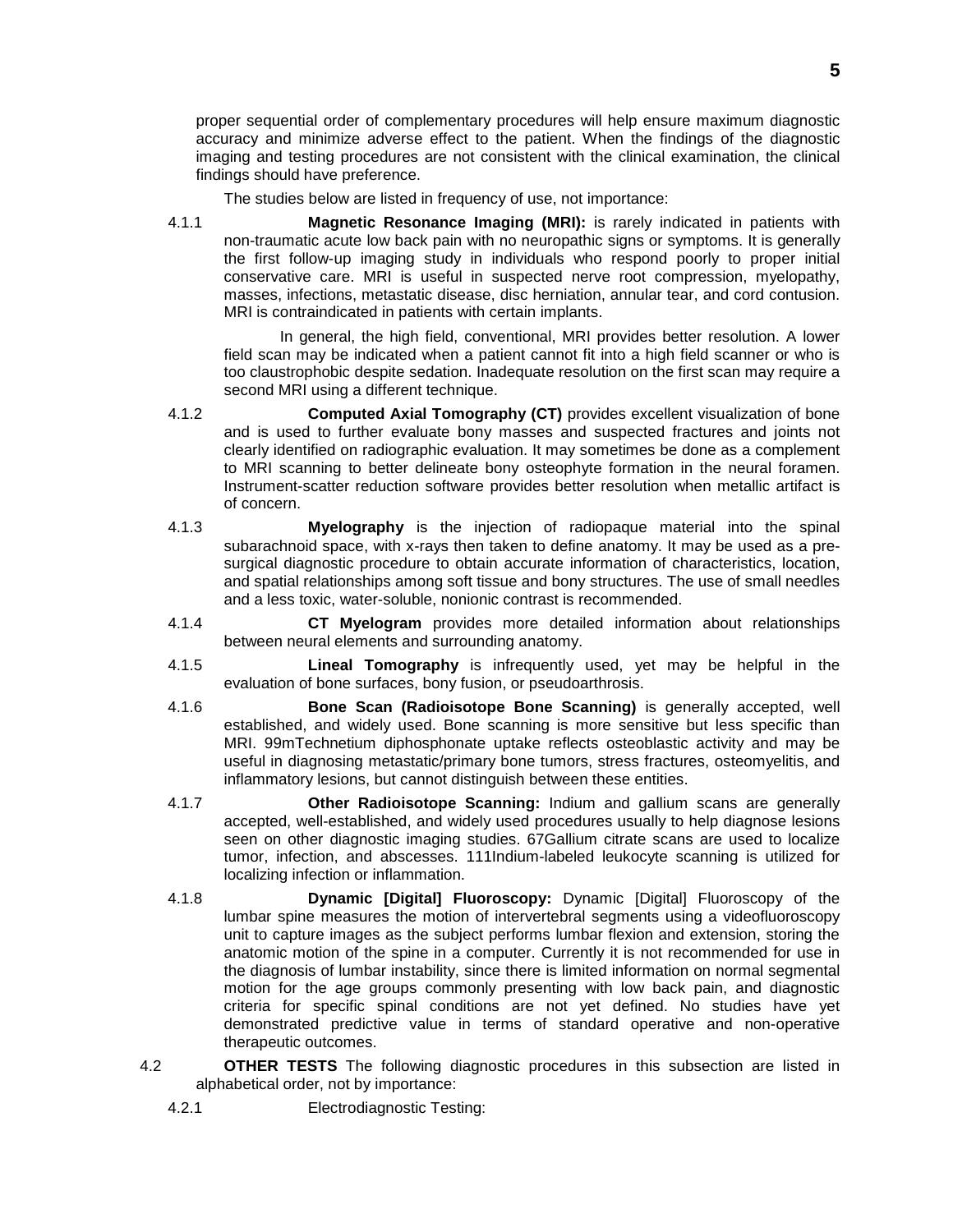proper sequential order of complementary procedures will help ensure maximum diagnostic accuracy and minimize adverse effect to the patient. When the findings of the diagnostic imaging and testing procedures are not consistent with the clinical examination, the clinical findings should have preference.

The studies below are listed in frequency of use, not importance:

4.1.1 **Magnetic Resonance Imaging (MRI):** is rarely indicated in patients with non-traumatic acute low back pain with no neuropathic signs or symptoms. It is generally the first follow-up imaging study in individuals who respond poorly to proper initial conservative care. MRI is useful in suspected nerve root compression, myelopathy, masses, infections, metastatic disease, disc herniation, annular tear, and cord contusion. MRI is contraindicated in patients with certain implants.

In general, the high field, conventional, MRI provides better resolution. A lower field scan may be indicated when a patient cannot fit into a high field scanner or who is too claustrophobic despite sedation. Inadequate resolution on the first scan may require a second MRI using a different technique.

4.1.2 **Computed Axial Tomography (CT)** provides excellent visualization of bone and is used to further evaluate bony masses and suspected fractures and joints not clearly identified on radiographic evaluation. It may sometimes be done as a complement to MRI scanning to better delineate bony osteophyte formation in the neural foramen. Instrument-scatter reduction software provides better resolution when metallic artifact is of concern.

4.1.3 **Myelography** is the injection of radiopaque material into the spinal subarachnoid space, with x-rays then taken to define anatomy. It may be used as a pre-surgical diagnostic procedure to obtain accurate information of characteristics, location, and spatial relationships among soft tissue and bony structures. The use of small needles and a less toxic, water-soluble, nonionic contrast is recommended.

4.1.4 **CT Myelogram** provides more detailed information about relationships between neural elements and surrounding anatomy.

4.1.5 **Lineal Tomography** is infrequently used, yet may be helpful in the evaluation of bone surfaces, bony fusion, or pseudoarthrosis.

4.1.6 **Bone Scan (Radioisotope Bone Scanning)** is generally accepted, well established, and widely used. Bone scanning is more sensitive but less specific than MRI. 99mTechnetium diphosphonate uptake reflects osteoblastic activity and may be useful in diagnosing metastatic/primary bone tumors, stress fractures, osteomyelitis, and inflammatory lesions, but cannot distinguish between these entities.

4.1.7 **Other Radioisotope Scanning:** Indium and gallium scans are generally accepted, well-established, and widely used procedures usually to help diagnose lesions seen on other diagnostic imaging studies. 67Gallium citrate scans are used to localize tumor, infection, and abscesses. 111Indium-labeled leukocyte scanning is utilized for localizing infection or inflammation.

4.1.8 **Dynamic [Digital] Fluoroscopy:** Dynamic [Digital] Fluoroscopy of the lumbar spine measures the motion of intervertebral segments using a videofluoroscopy unit to capture images as the subject performs lumbar flexion and extension, storing the anatomic motion of the spine in a computer. Currently it is not recommended for use in the diagnosis of lumbar instability, since there is limited information on normal segmental motion for the age groups commonly presenting with low back pain, and diagnostic criteria for specific spinal conditions are not yet defined. No studies have yet demonstrated predictive value in terms of standard operative and non-operative therapeutic outcomes.

4.2 **OTHER TESTS** The following diagnostic procedures in this subsection are listed in alphabetical order, not by importance:

4.2.1 Electrodiagnostic Testing: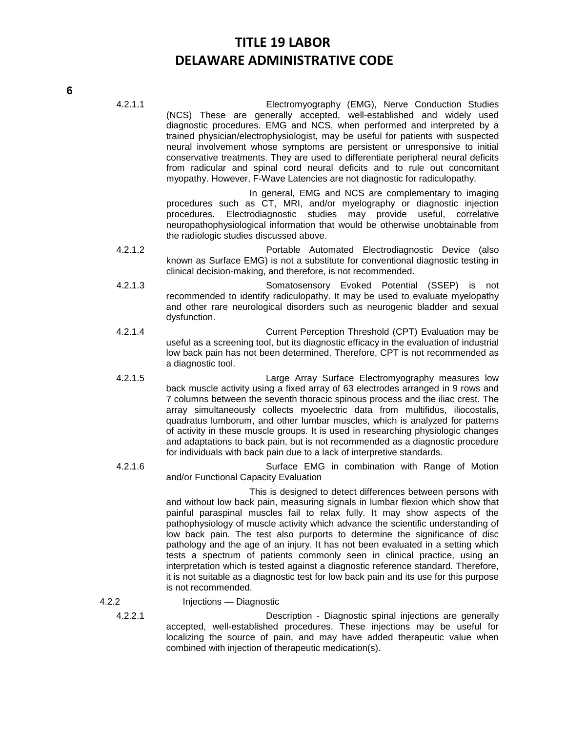4.2.1.1 Electromyography (EMG), Nerve Conduction Studies (NCS) These are generally accepted, well-established and widely used diagnostic procedures. EMG and NCS, when performed and interpreted by a trained physician/electrophysiologist, may be useful for patients with suspected neural involvement whose symptoms are persistent or unresponsive to initial conservative treatments. They are used to differentiate peripheral neural deficits from radicular and spinal cord neural deficits and to rule out concomitant myopathy. However, F-Wave Latencies are not diagnostic for radiculopathy.

In general, EMG and NCS are complementary to imaging procedures such as CT, MRI, and/or myelography or diagnostic injection procedures. Electrodiagnostic studies may provide useful, correlative neuropathophysiological information that would be otherwise unobtainable from the radiologic studies discussed above.

4.2.1.2 Portable Automated Electrodiagnostic Device (also known as Surface EMG) is not a substitute for conventional diagnostic testing in clinical decision-making, and therefore, is not recommended.

4.2.1.3 Somatosensory Evoked Potential (SSEP) is not recommended to identify radiculopathy. It may be used to evaluate myelopathy and other rare neurological disorders such as neurogenic bladder and sexual dysfunction.

4.2.1.4 Current Perception Threshold (CPT) Evaluation may be useful as a screening tool, but its diagnostic efficacy in the evaluation of industrial low back pain has not been determined. Therefore, CPT is not recommended as a diagnostic tool.

4.2.1.5 Large Array Surface Electromyography measures low back muscle activity using a fixed array of 63 electrodes arranged in 9 rows and 7 columns between the seventh thoracic spinous process and the iliac crest. The array simultaneously collects myoelectric data from multifidus, iliocostalis, quadratus lumborum, and other lumbar muscles, which is analyzed for patterns of activity in these muscle groups. It is used in researching physiologic changes and adaptations to back pain, but is not recommended as a diagnostic procedure for individuals with back pain due to a lack of interpretive standards.

4.2.1.6 Surface EMG in combination with Range of Motion and/or Functional Capacity Evaluation

This is designed to detect differences between persons with and without low back pain, measuring signals in lumbar flexion which show that painful paraspinal muscles fail to relax fully. It may show aspects of the pathophysiology of muscle activity which advance the scientific understanding of low back pain. The test also purports to determine the significance of disc pathology and the age of an injury. It has not been evaluated in a setting which tests a spectrum of patients commonly seen in clinical practice, using an interpretation which is tested against a diagnostic reference standard. Therefore, it is not suitable as a diagnostic test for low back pain and its use for this purpose is not recommended.

4.2.2 Injections — Diagnostic

4.2.2.1 Description - Diagnostic spinal injections are generally accepted, well-established procedures. These injections may be useful for localizing the source of pain, and may have added therapeutic value when combined with injection of therapeutic medication(s).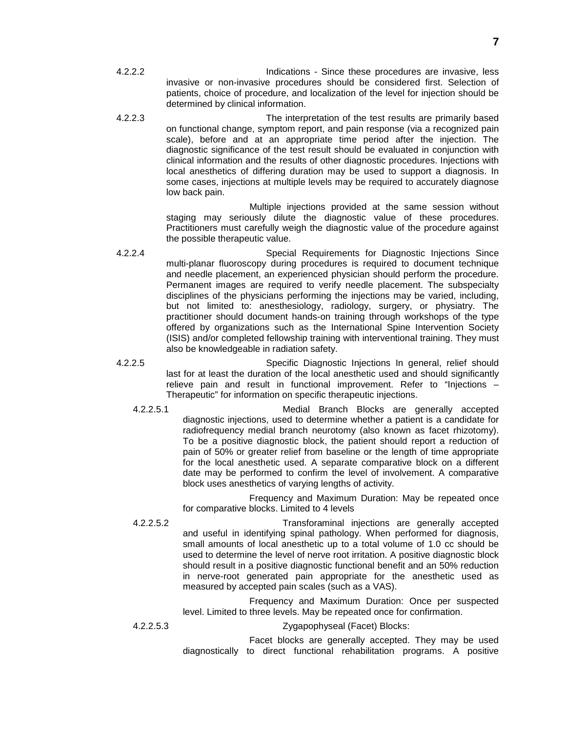4.2.2.2 Indications - Since these procedures are invasive, less invasive or non-invasive procedures should be considered first. Selection of patients, choice of procedure, and localization of the level for injection should be determined by clinical information.

4.2.2.3 The interpretation of the test results are primarily based on functional change, symptom report, and pain response (via a recognized pain scale), before and at an appropriate time period after the injection. The diagnostic significance of the test result should be evaluated in conjunction with clinical information and the results of other diagnostic procedures. Injections with local anesthetics of differing duration may be used to support a diagnosis. In some cases, injections at multiple levels may be required to accurately diagnose low back pain.

Multiple injections provided at the same session without staging may seriously dilute the diagnostic value of these procedures. Practitioners must carefully weigh the diagnostic value of the procedure against the possible therapeutic value.

4.2.2.4 Special Requirements for Diagnostic Injections Since multi-planar fluoroscopy during procedures is required to document technique and needle placement, an experienced physician should perform the procedure. Permanent images are required to verify needle placement. The subspecialty disciplines of the physicians performing the injections may be varied, including, but not limited to: anesthesiology, radiology, surgery, or physiatry. The practitioner should document hands-on training through workshops of the type offered by organizations such as the International Spine Intervention Society (ISIS) and/or completed fellowship training with interventional training. They must also be knowledgeable in radiation safety.

4.2.2.5 Specific Diagnostic Injections In general, relief should last for at least the duration of the local anesthetic used and should significantly relieve pain and result in functional improvement. Refer to "Injections – Therapeutic" for information on specific therapeutic injections.

4.2.2.5.1 Medial Branch Blocks are generally accepted diagnostic injections, used to determine whether a patient is a candidate for radiofrequency medial branch neurotomy (also known as facet rhizotomy). To be a positive diagnostic block, the patient should report a reduction of pain of 50% or greater relief from baseline or the length of time appropriate for the local anesthetic used. A separate comparative block on a different date may be performed to confirm the level of involvement. A comparative block uses anesthetics of varying lengths of activity.

Frequency and Maximum Duration: May be repeated once for comparative blocks. Limited to 4 levels

4.2.2.5.2 Transforaminal injections are generally accepted and useful in identifying spinal pathology. When performed for diagnosis, small amounts of local anesthetic up to a total volume of 1.0 cc should be used to determine the level of nerve root irritation. A positive diagnostic block should result in a positive diagnostic functional benefit and an 50% reduction in nerve-root generated pain appropriate for the anesthetic used as measured by accepted pain scales (such as a VAS).

Frequency and Maximum Duration: Once per suspected level. Limited to three levels. May be repeated once for confirmation.

4.2.2.5.3 Zygapophyseal (Facet) Blocks:

Facet blocks are generally accepted. They may be used diagnostically to direct functional rehabilitation programs. A positive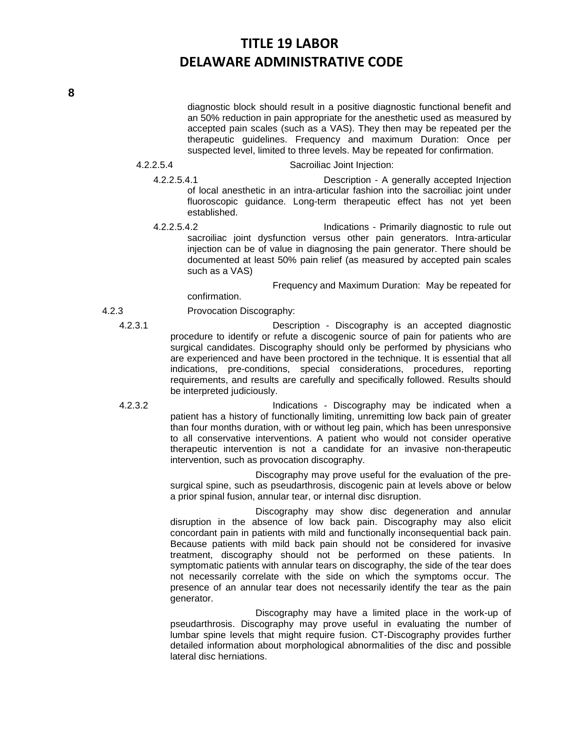diagnostic block should result in a positive diagnostic functional benefit and an 50% reduction in pain appropriate for the anesthetic used as measured by accepted pain scales (such as a VAS). They then may be repeated per the therapeutic guidelines. Frequency and maximum Duration: Once per suspected level, limited to three levels. May be repeated for confirmation.

4.2.2.5.4 Sacroiliac Joint Injection:

4.2.2.5.4.1 Description - A generally accepted Injection of local anesthetic in an intra-articular fashion into the sacroiliac joint under fluoroscopic guidance. Long-term therapeutic effect has not yet been established.

4.2.2.5.4.2 Indications - Primarily diagnostic to rule out sacroiliac joint dysfunction versus other pain generators. Intra-articular injection can be of value in diagnosing the pain generator. There should be documented at least 50% pain relief (as measured by accepted pain scales such as a VAS)

Frequency and Maximum Duration: May be repeated for confirmation.

4.2.3 Provocation Discography:

4.2.3.1 Description - Discography is an accepted diagnostic procedure to identify or refute a discogenic source of pain for patients who are surgical candidates. Discography should only be performed by physicians who are experienced and have been proctored in the technique. It is essential that all indications, pre-conditions, special considerations, procedures, reporting requirements, and results are carefully and specifically followed. Results should be interpreted judiciously.

4.2.3.2 Indications - Discography may be indicated when a patient has a history of functionally limiting, unremitting low back pain of greater than four months duration, with or without leg pain, which has been unresponsive to all conservative interventions. A patient who would not consider operative therapeutic intervention is not a candidate for an invasive non-therapeutic intervention, such as provocation discography.

Discography may prove useful for the evaluation of the pre-surgical spine, such as pseudarthrosis, discogenic pain at levels above or below a prior spinal fusion, annular tear, or internal disc disruption.

Discography may show disc degeneration and annular disruption in the absence of low back pain. Discography may also elicit concordant pain in patients with mild and functionally inconsequential back pain. Because patients with mild back pain should not be considered for invasive treatment, discography should not be performed on these patients. In symptomatic patients with annular tears on discography, the side of the tear does not necessarily correlate with the side on which the symptoms occur. The presence of an annular tear does not necessarily identify the tear as the pain generator.

Discography may have a limited place in the work-up of pseudarthrosis. Discography may prove useful in evaluating the number of lumbar spine levels that might require fusion. CT-Discography provides further detailed information about morphological abnormalities of the disc and possible lateral disc herniations.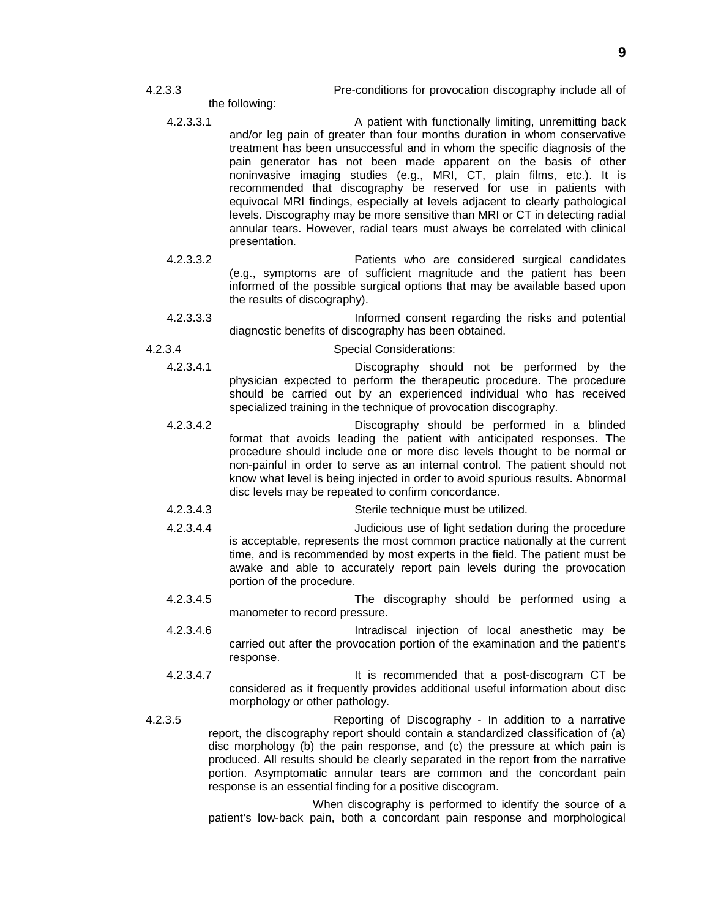4.2.3.3 Pre-conditions for provocation discography include all of the following:

4.2.3.3.1 A patient with functionally limiting, unremitting back and/or leg pain of greater than four months duration in whom conservative treatment has been unsuccessful and in whom the specific diagnosis of the pain generator has not been made apparent on the basis of other noninvasive imaging studies (e.g., MRI, CT, plain films, etc.). It is recommended that discography be reserved for use in patients with equivocal MRI findings, especially at levels adjacent to clearly pathological levels. Discography may be more sensitive than MRI or CT in detecting radial annular tears. However, radial tears must always be correlated with clinical presentation.

4.2.3.3.2 Patients who are considered surgical candidates (e.g., symptoms are of sufficient magnitude and the patient has been informed of the possible surgical options that may be available based upon the results of discography).

4.2.3.3.3 Informed consent regarding the risks and potential diagnostic benefits of discography has been obtained.

4.2.3.4 Special Considerations:

4.2.3.4.1 Discography should not be performed by the physician expected to perform the therapeutic procedure. The procedure should be carried out by an experienced individual who has received specialized training in the technique of provocation discography.

4.2.3.4.2 Discography should be performed in a blinded format that avoids leading the patient with anticipated responses. The procedure should include one or more disc levels thought to be normal or non-painful in order to serve as an internal control. The patient should not know what level is being injected in order to avoid spurious results. Abnormal disc levels may be repeated to confirm concordance.

4.2.3.4.3 Sterile technique must be utilized.

4.2.3.4.4 Judicious use of light sedation during the procedure is acceptable, represents the most common practice nationally at the current time, and is recommended by most experts in the field. The patient must be awake and able to accurately report pain levels during the provocation portion of the procedure.

4.2.3.4.5 The discography should be performed using a manometer to record pressure.

4.2.3.4.6 Intradiscal injection of local anesthetic may be carried out after the provocation portion of the examination and the patient's response.

4.2.3.4.7 It is recommended that a post-discogram CT be considered as it frequently provides additional useful information about disc morphology or other pathology.

4.2.3.5 Reporting of Discography - In addition to a narrative report, the discography report should contain a standardized classification of (a) disc morphology (b) the pain response, and (c) the pressure at which pain is produced. All results should be clearly separated in the report from the narrative portion. Asymptomatic annular tears are common and the concordant pain response is an essential finding for a positive discogram.

When discography is performed to identify the source of a patient's low-back pain, both a concordant pain response and morphological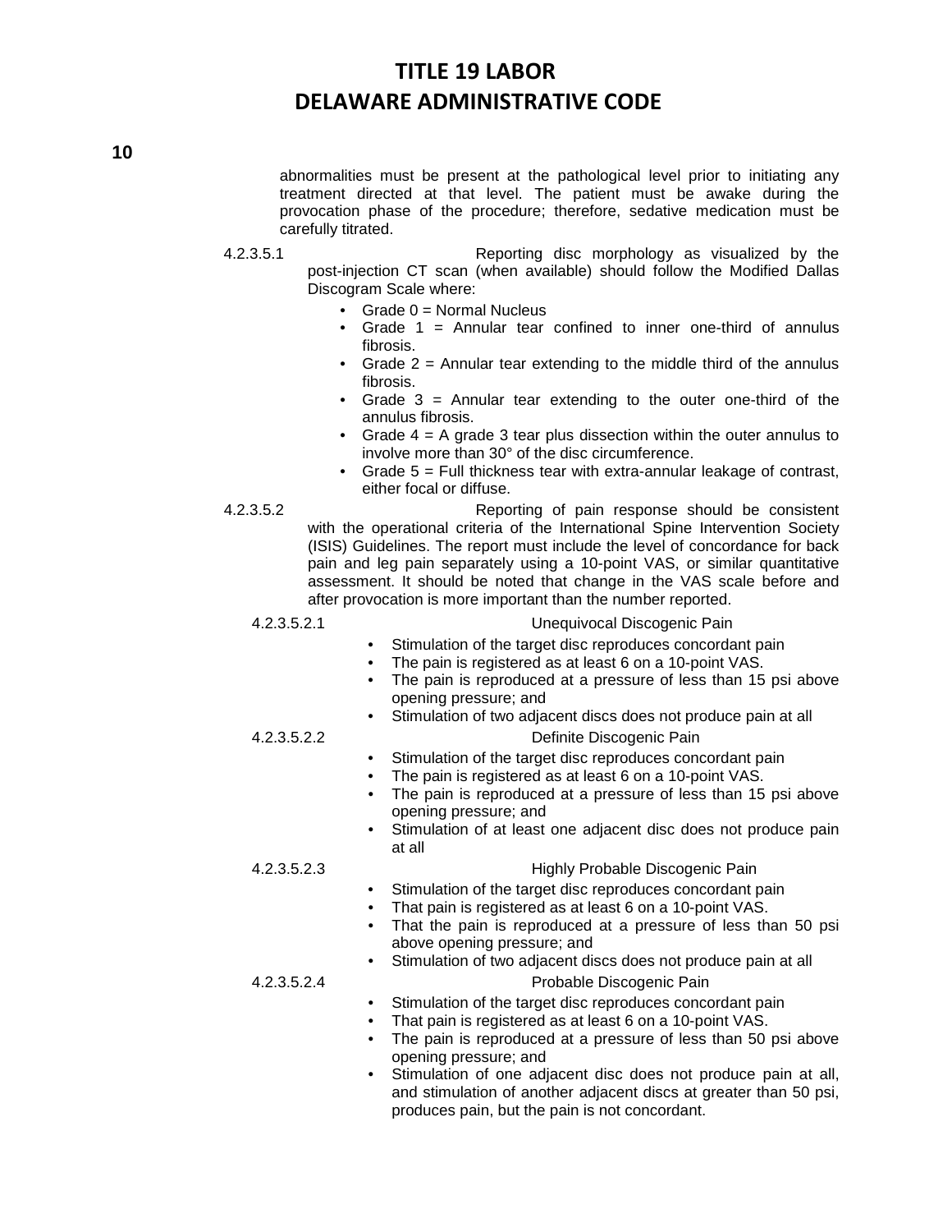abnormalities must be present at the pathological level prior to initiating any treatment directed at that level. The patient must be awake during the provocation phase of the procedure; therefore, sedative medication must be carefully titrated.

4.2.3.5.1 Reporting disc morphology as visualized by the post-injection CT scan (when available) should follow the Modified Dallas Discogram Scale where:

- Grade 0 = Normal Nucleus
- Grade 1 = Annular tear confined to inner one-third of annulus fibrosis.
- Grade 2 = Annular tear extending to the middle third of the annulus fibrosis.
- Grade 3 = Annular tear extending to the outer one-third of the annulus fibrosis.
- Grade 4 = A grade 3 tear plus dissection within the outer annulus to involve more than 30° of the disc circumference.
- Grade 5 = Full thickness tear with extra-annular leakage of contrast, either focal or diffuse.

4.2.3.5.2 Reporting of pain response should be consistent with the operational criteria of the International Spine Intervention Society (ISIS) Guidelines. The report must include the level of concordance for back pain and leg pain separately using a 10-point VAS, or similar quantitative assessment. It should be noted that change in the VAS scale before and after provocation is more important than the number reported.

4.2.3.5.2.1 Unequivocal Discogenic Pain

- Stimulation of the target disc reproduces concordant pain
- The pain is registered as at least 6 on a 10-point VAS.
- The pain is reproduced at a pressure of less than 15 psi above opening pressure; and
- Stimulation of two adjacent discs does not produce pain at all

4.2.3.5.2.2 Definite Discogenic Pain

- Stimulation of the target disc reproduces concordant pain
- The pain is registered as at least 6 on a 10-point VAS.
- The pain is reproduced at a pressure of less than 15 psi above opening pressure; and
- Stimulation of at least one adjacent disc does not produce pain at all

4.2.3.5.2.3 Highly Probable Discogenic Pain

- Stimulation of the target disc reproduces concordant pain
- That pain is registered as at least 6 on a 10-point VAS.
- That the pain is reproduced at a pressure of less than 50 psi above opening pressure; and
- Stimulation of two adjacent discs does not produce pain at all

4.2.3.5.2.4 Probable Discogenic Pain

- Stimulation of the target disc reproduces concordant pain
- That pain is registered as at least 6 on a 10-point VAS.
- The pain is reproduced at a pressure of less than 50 psi above opening pressure; and
- Stimulation of one adjacent disc does not produce pain at all, and stimulation of another adjacent discs at greater than 50 psi, produces pain, but the pain is not concordant.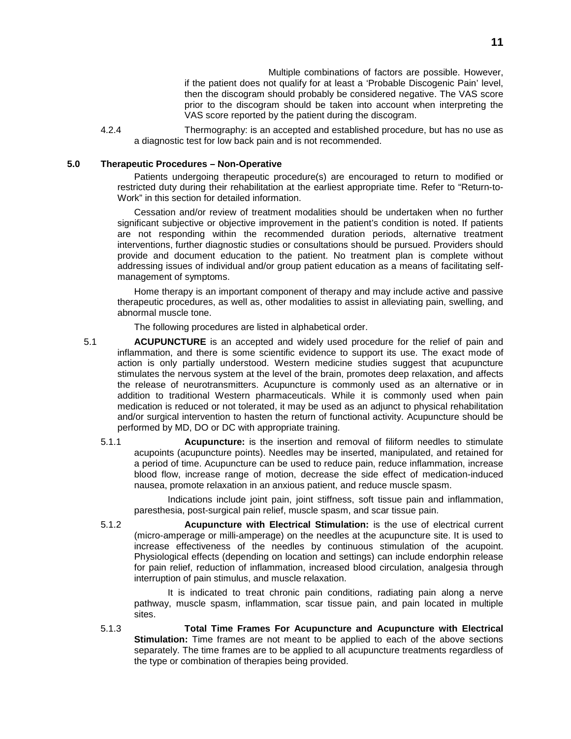Multiple combinations of factors are possible. However, if the patient does not qualify for at least a 'Probable Discogenic Pain' level, then the discogram should probably be considered negative. The VAS score prior to the discogram should be taken into account when interpreting the VAS score reported by the patient during the discogram.

4.2.4 Thermography: is an accepted and established procedure, but has no use as a diagnostic test for low back pain and is not recommended.

## 5.0 Therapeutic Procedures – Non-Operative

Patients undergoing therapeutic procedure(s) are encouraged to return to modified or restricted duty during their rehabilitation at the earliest appropriate time. Refer to "Return-to-Work" in this section for detailed information.

Cessation and/or review of treatment modalities should be undertaken when no further significant subjective or objective improvement in the patient's condition is noted. If patients are not responding within the recommended duration periods, alternative treatment interventions, further diagnostic studies or consultations should be pursued. Providers should provide and document education to the patient. No treatment plan is complete without addressing issues of individual and/or group patient education as a means of facilitating self-management of symptoms.

Home therapy is an important component of therapy and may include active and passive therapeutic procedures, as well as, other modalities to assist in alleviating pain, swelling, and abnormal muscle tone.

The following procedures are listed in alphabetical order.

5.1 **ACUPUNCTURE** is an accepted and widely used procedure for the relief of pain and inflammation, and there is some scientific evidence to support its use. The exact mode of action is only partially understood. Western medicine studies suggest that acupuncture stimulates the nervous system at the level of the brain, promotes deep relaxation, and affects the release of neurotransmitters. Acupuncture is commonly used as an alternative or in addition to traditional Western pharmaceuticals. While it is commonly used when pain medication is reduced or not tolerated, it may be used as an adjunct to physical rehabilitation and/or surgical intervention to hasten the return of functional activity. Acupuncture should be performed by MD, DO or DC with appropriate training.

5.1.1 **Acupuncture:** is the insertion and removal of filiform needles to stimulate acupoints (acupuncture points). Needles may be inserted, manipulated, and retained for a period of time. Acupuncture can be used to reduce pain, reduce inflammation, increase blood flow, increase range of motion, decrease the side effect of medication-induced nausea, promote relaxation in an anxious patient, and reduce muscle spasm.

Indications include joint pain, joint stiffness, soft tissue pain and inflammation, paresthesia, post-surgical pain relief, muscle spasm, and scar tissue pain.

5.1.2 **Acupuncture with Electrical Stimulation:** is the use of electrical current (micro-amperage or milli-amperage) on the needles at the acupuncture site. It is used to increase effectiveness of the needles by continuous stimulation of the acupoint. Physiological effects (depending on location and settings) can include endorphin release for pain relief, reduction of inflammation, increased blood circulation, analgesia through interruption of pain stimulus, and muscle relaxation.

It is indicated to treat chronic pain conditions, radiating pain along a nerve pathway, muscle spasm, inflammation, scar tissue pain, and pain located in multiple sites.

5.1.3 **Total Time Frames For Acupuncture and Acupuncture with Electrical Stimulation:** Time frames are not meant to be applied to each of the above sections separately. The time frames are to be applied to all acupuncture treatments regardless of the type or combination of therapies being provided.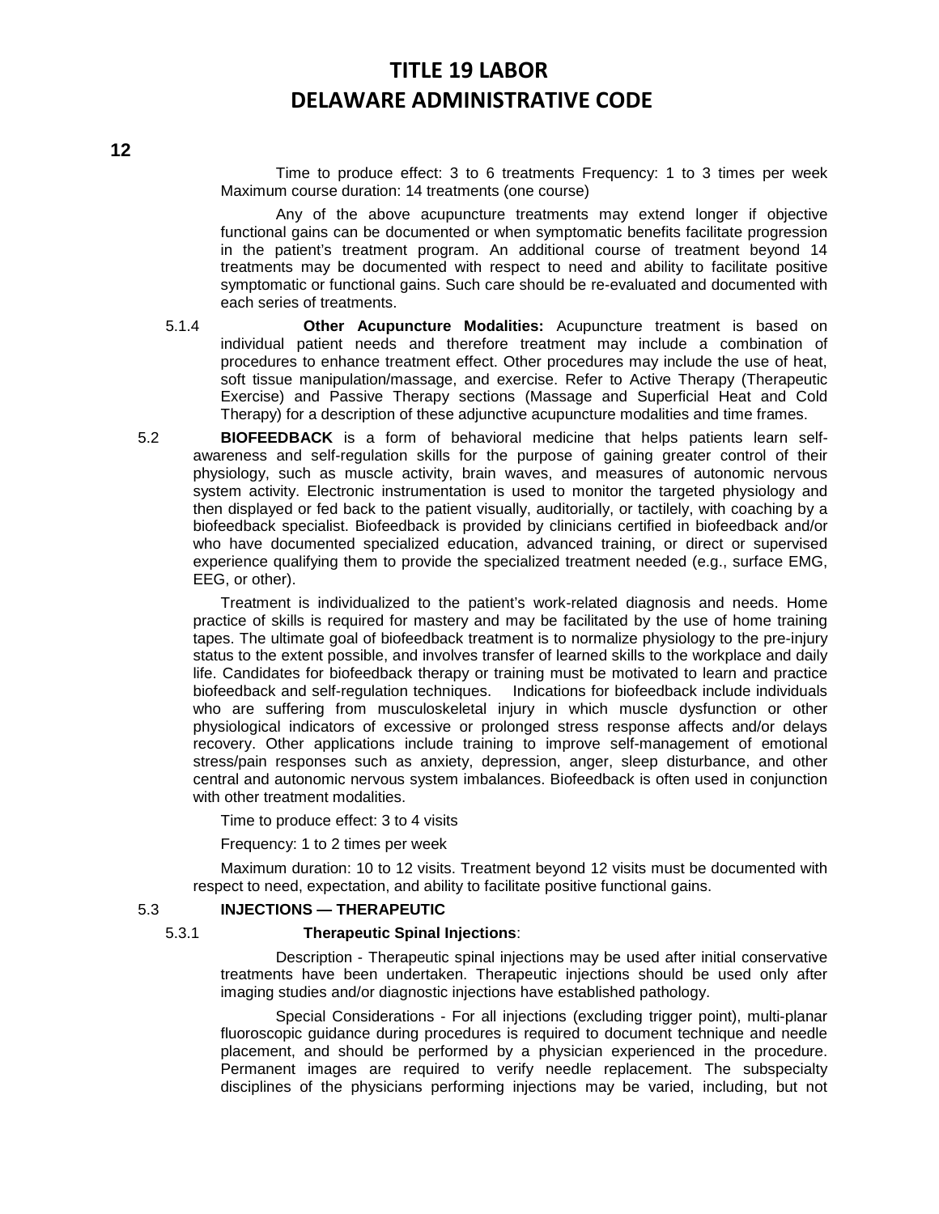Time to produce effect: 3 to 6 treatments Frequency: 1 to 3 times per week Maximum course duration: 14 treatments (one course)

Any of the above acupuncture treatments may extend longer if objective functional gains can be documented or when symptomatic benefits facilitate progression in the patient's treatment program. An additional course of treatment beyond 14 treatments may be documented with respect to need and ability to facilitate positive symptomatic or functional gains. Such care should be re-evaluated and documented with each series of treatments.

5.1.4 **Other Acupuncture Modalities:** Acupuncture treatment is based on individual patient needs and therefore treatment may include a combination of procedures to enhance treatment effect. Other procedures may include the use of heat, soft tissue manipulation/massage, and exercise. Refer to Active Therapy (Therapeutic Exercise) and Passive Therapy sections (Massage and Superficial Heat and Cold Therapy) for a description of these adjunctive acupuncture modalities and time frames.

5.2 **BIOFEEDBACK** is a form of behavioral medicine that helps patients learn self-awareness and self-regulation skills for the purpose of gaining greater control of their physiology, such as muscle activity, brain waves, and measures of autonomic nervous system activity. Electronic instrumentation is used to monitor the targeted physiology and then displayed or fed back to the patient visually, auditorially, or tactilely, with coaching by a biofeedback specialist. Biofeedback is provided by clinicians certified in biofeedback and/or who have documented specialized education, advanced training, or direct or supervised experience qualifying them to provide the specialized treatment needed (e.g., surface EMG, EEG, or other).

Treatment is individualized to the patient's work-related diagnosis and needs. Home practice of skills is required for mastery and may be facilitated by the use of home training tapes. The ultimate goal of biofeedback treatment is to normalize physiology to the pre-injury status to the extent possible, and involves transfer of learned skills to the workplace and daily life. Candidates for biofeedback therapy or training must be motivated to learn and practice biofeedback and self-regulation techniques. Indications for biofeedback include individuals who are suffering from musculoskeletal injury in which muscle dysfunction or other physiological indicators of excessive or prolonged stress response affects and/or delays recovery. Other applications include training to improve self-management of emotional stress/pain responses such as anxiety, depression, anger, sleep disturbance, and other central and autonomic nervous system imbalances. Biofeedback is often used in conjunction with other treatment modalities.

Time to produce effect: 3 to 4 visits

Frequency: 1 to 2 times per week

Maximum duration: 10 to 12 visits. Treatment beyond 12 visits must be documented with respect to need, expectation, and ability to facilitate positive functional gains.

5.3 **INJECTIONS — THERAPEUTIC**

5.3.1 **Therapeutic Spinal Injections**:

Description - Therapeutic spinal injections may be used after initial conservative treatments have been undertaken. Therapeutic injections should be used only after imaging studies and/or diagnostic injections have established pathology.

Special Considerations - For all injections (excluding trigger point), multi-planar fluoroscopic guidance during procedures is required to document technique and needle placement, and should be performed by a physician experienced in the procedure. Permanent images are required to verify needle replacement. The subspecialty disciplines of the physicians performing injections may be varied, including, but not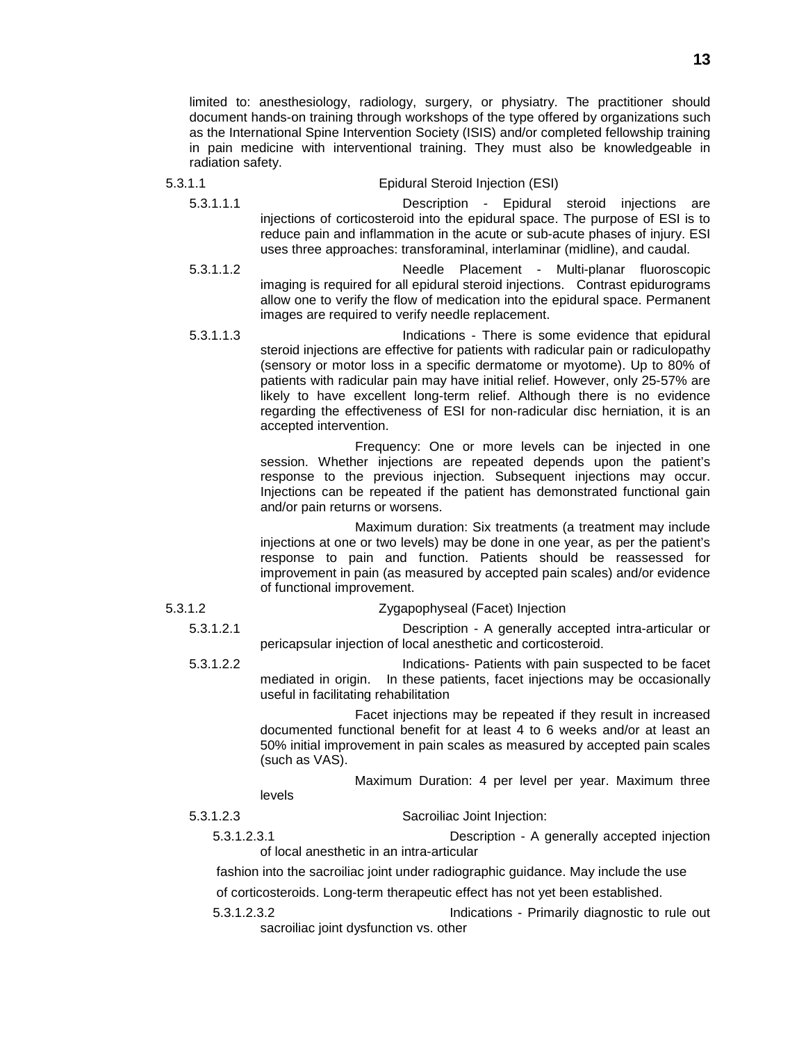limited to: anesthesiology, radiology, surgery, or physiatry. The practitioner should document hands-on training through workshops of the type offered by organizations such as the International Spine Intervention Society (ISIS) and/or completed fellowship training in pain medicine with interventional training. They must also be knowledgeable in radiation safety.

5.3.1.1 Epidural Steroid Injection (ESI)

5.3.1.1.1 Description - Epidural steroid injections are injections of corticosteroid into the epidural space. The purpose of ESI is to reduce pain and inflammation in the acute or sub-acute phases of injury. ESI uses three approaches: transforaminal, interlaminar (midline), and caudal.

5.3.1.1.2 Needle Placement - Multi-planar fluoroscopic imaging is required for all epidural steroid injections. Contrast epidurograms allow one to verify the flow of medication into the epidural space. Permanent images are required to verify needle replacement.

5.3.1.1.3 Indications - There is some evidence that epidural steroid injections are effective for patients with radicular pain or radiculopathy (sensory or motor loss in a specific dermatome or myotome). Up to 80% of patients with radicular pain may have initial relief. However, only 25-57% are likely to have excellent long-term relief. Although there is no evidence regarding the effectiveness of ESI for non-radicular disc herniation, it is an accepted intervention.

Frequency: One or more levels can be injected in one session. Whether injections are repeated depends upon the patient's response to the previous injection. Subsequent injections may occur. Injections can be repeated if the patient has demonstrated functional gain and/or pain returns or worsens.

Maximum duration: Six treatments (a treatment may include injections at one or two levels) may be done in one year, as per the patient's response to pain and function. Patients should be reassessed for improvement in pain (as measured by accepted pain scales) and/or evidence of functional improvement.

5.3.1.2 Zygapophyseal (Facet) Injection

5.3.1.2.1 Description - A generally accepted intra-articular or pericapsular injection of local anesthetic and corticosteroid.

5.3.1.2.2 Indications- Patients with pain suspected to be facet mediated in origin. In these patients, facet injections may be occasionally useful in facilitating rehabilitation

Facet injections may be repeated if they result in increased documented functional benefit for at least 4 to 6 weeks and/or at least an 50% initial improvement in pain scales as measured by accepted pain scales (such as VAS).

Maximum Duration: 4 per level per year. Maximum three levels

5.3.1.2.3 Sacroiliac Joint Injection:

5.3.1.2.3.1 Description - A generally accepted injection of local anesthetic in an intra-articular fashion into the sacroiliac joint under radiographic guidance. May include the use of corticosteroids. Long-term therapeutic effect has not yet been established.

5.3.1.2.3.2 Indications - Primarily diagnostic to rule out sacroiliac joint dysfunction vs. other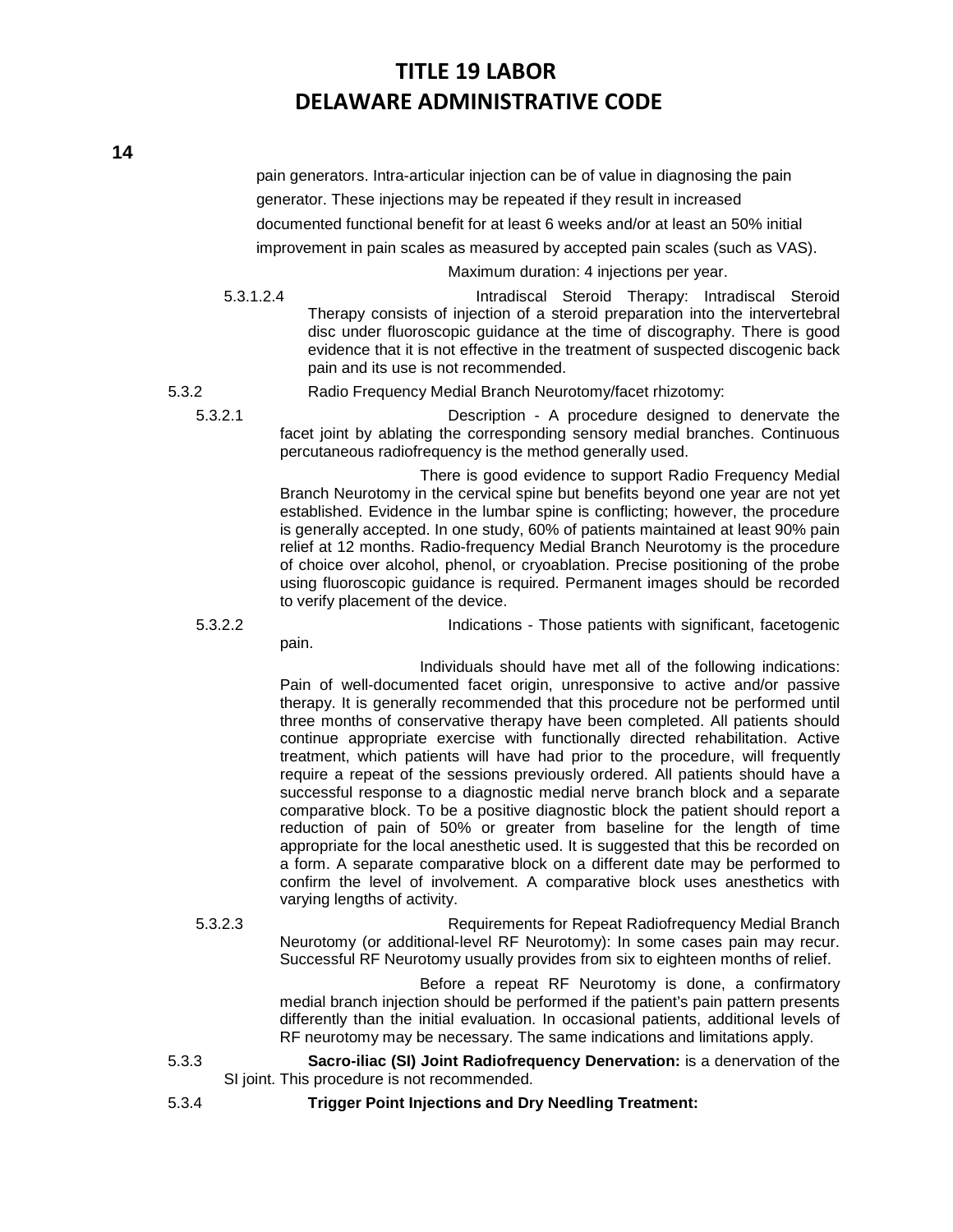pain generators. Intra-articular injection can be of value in diagnosing the pain generator. These injections may be repeated if they result in increased documented functional benefit for at least 6 weeks and/or at least an 50% initial improvement in pain scales as measured by accepted pain scales (such as VAS).

Maximum duration: 4 injections per year.

5.3.1.2.4 Intradiscal Steroid Therapy: Intradiscal Steroid Therapy consists of injection of a steroid preparation into the intervertebral disc under fluoroscopic guidance at the time of discography. There is good evidence that it is not effective in the treatment of suspected discogenic back pain and its use is not recommended.

5.3.2 Radio Frequency Medial Branch Neurotomy/facet rhizotomy:

5.3.2.1 Description - A procedure designed to denervate the facet joint by ablating the corresponding sensory medial branches. Continuous percutaneous radiofrequency is the method generally used.

There is good evidence to support Radio Frequency Medial Branch Neurotomy in the cervical spine but benefits beyond one year are not yet established. Evidence in the lumbar spine is conflicting; however, the procedure is generally accepted. In one study, 60% of patients maintained at least 90% pain relief at 12 months. Radio-frequency Medial Branch Neurotomy is the procedure of choice over alcohol, phenol, or cryoablation. Precise positioning of the probe using fluoroscopic guidance is required. Permanent images should be recorded to verify placement of the device.

5.3.2.2 Indications - Those patients with significant, facetogenic pain.

Individuals should have met all of the following indications: Pain of well-documented facet origin, unresponsive to active and/or passive therapy. It is generally recommended that this procedure not be performed until three months of conservative therapy have been completed. All patients should continue appropriate exercise with functionally directed rehabilitation. Active treatment, which patients will have had prior to the procedure, will frequently require a repeat of the sessions previously ordered. All patients should have a successful response to a diagnostic medial nerve branch block and a separate comparative block. To be a positive diagnostic block the patient should report a reduction of pain of 50% or greater from baseline for the length of time appropriate for the local anesthetic used. It is suggested that this be recorded on a form. A separate comparative block on a different date may be performed to confirm the level of involvement. A comparative block uses anesthetics with varying lengths of activity.

5.3.2.3 Requirements for Repeat Radiofrequency Medial Branch Neurotomy (or additional-level RF Neurotomy): In some cases pain may recur. Successful RF Neurotomy usually provides from six to eighteen months of relief.

Before a repeat RF Neurotomy is done, a confirmatory medial branch injection should be performed if the patient's pain pattern presents differently than the initial evaluation. In occasional patients, additional levels of RF neurotomy may be necessary. The same indications and limitations apply.

5.3.3 **Sacro-iliac (SI) Joint Radiofrequency Denervation:** is a denervation of the SI joint. This procedure is not recommended.

5.3.4 **Trigger Point Injections and Dry Needling Treatment:**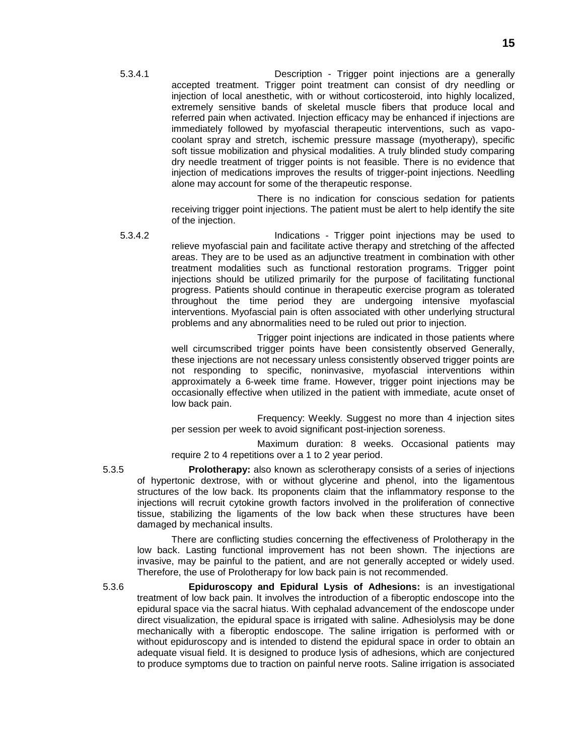5.3.4.1 Description - Trigger point injections are a generally accepted treatment. Trigger point treatment can consist of dry needling or injection of local anesthetic, with or without corticosteroid, into highly localized, extremely sensitive bands of skeletal muscle fibers that produce local and referred pain when activated. Injection efficacy may be enhanced if injections are immediately followed by myofascial therapeutic interventions, such as vapo-coolant spray and stretch, ischemic pressure massage (myotherapy), specific soft tissue mobilization and physical modalities. A truly blinded study comparing dry needle treatment of trigger points is not feasible. There is no evidence that injection of medications improves the results of trigger-point injections. Needling alone may account for some of the therapeutic response.

There is no indication for conscious sedation for patients receiving trigger point injections. The patient must be alert to help identify the site of the injection.

5.3.4.2 Indications - Trigger point injections may be used to relieve myofascial pain and facilitate active therapy and stretching of the affected areas. They are to be used as an adjunctive treatment in combination with other treatment modalities such as functional restoration programs. Trigger point injections should be utilized primarily for the purpose of facilitating functional progress. Patients should continue in therapeutic exercise program as tolerated throughout the time period they are undergoing intensive myofascial interventions. Myofascial pain is often associated with other underlying structural problems and any abnormalities need to be ruled out prior to injection.

Trigger point injections are indicated in those patients where well circumscribed trigger points have been consistently observed Generally, these injections are not necessary unless consistently observed trigger points are not responding to specific, noninvasive, myofascial interventions within approximately a 6-week time frame. However, trigger point injections may be occasionally effective when utilized in the patient with immediate, acute onset of low back pain.

Frequency: Weekly. Suggest no more than 4 injection sites per session per week to avoid significant post-injection soreness.

Maximum duration: 8 weeks. Occasional patients may require 2 to 4 repetitions over a 1 to 2 year period.

5.3.5 **Prolotherapy:** also known as sclerotherapy consists of a series of injections of hypertonic dextrose, with or without glycerine and phenol, into the ligamentous structures of the low back. Its proponents claim that the inflammatory response to the injections will recruit cytokine growth factors involved in the proliferation of connective tissue, stabilizing the ligaments of the low back when these structures have been damaged by mechanical insults.

There are conflicting studies concerning the effectiveness of Prolotherapy in the low back. Lasting functional improvement has not been shown. The injections are invasive, may be painful to the patient, and are not generally accepted or widely used. Therefore, the use of Prolotherapy for low back pain is not recommended.

5.3.6 **Epiduroscopy and Epidural Lysis of Adhesions:** is an investigational treatment of low back pain. It involves the introduction of a fiberoptic endoscope into the epidural space via the sacral hiatus. With cephalad advancement of the endoscope under direct visualization, the epidural space is irrigated with saline. Adhesiolysis may be done mechanically with a fiberoptic endoscope. The saline irrigation is performed with or without epiduroscopy and is intended to distend the epidural space in order to obtain an adequate visual field. It is designed to produce lysis of adhesions, which are conjectured to produce symptoms due to traction on painful nerve roots. Saline irrigation is associated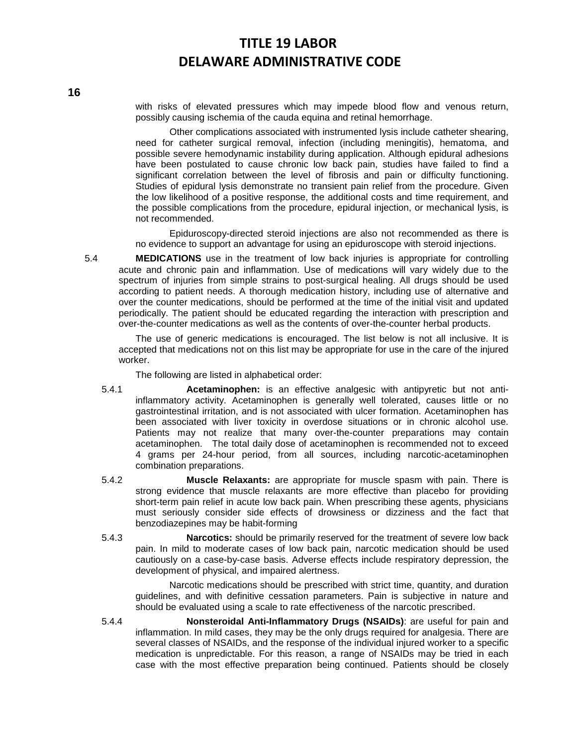with risks of elevated pressures which may impede blood flow and venous return, possibly causing ischemia of the cauda equina and retinal hemorrhage.

Other complications associated with instrumented lysis include catheter shearing, need for catheter surgical removal, infection (including meningitis), hematoma, and possible severe hemodynamic instability during application. Although epidural adhesions have been postulated to cause chronic low back pain, studies have failed to find a significant correlation between the level of fibrosis and pain or difficulty functioning. Studies of epidural lysis demonstrate no transient pain relief from the procedure. Given the low likelihood of a positive response, the additional costs and time requirement, and the possible complications from the procedure, epidural injection, or mechanical lysis, is not recommended.

Epiduroscopy-directed steroid injections are also not recommended as there is no evidence to support an advantage for using an epiduroscope with steroid injections.

5.4 **MEDICATIONS** use in the treatment of low back injuries is appropriate for controlling acute and chronic pain and inflammation. Use of medications will vary widely due to the spectrum of injuries from simple strains to post-surgical healing. All drugs should be used according to patient needs. A thorough medication history, including use of alternative and over the counter medications, should be performed at the time of the initial visit and updated periodically. The patient should be educated regarding the interaction with prescription and over-the-counter medications as well as the contents of over-the-counter herbal products.

The use of generic medications is encouraged. The list below is not all inclusive. It is accepted that medications not on this list may be appropriate for use in the care of the injured worker.

The following are listed in alphabetical order:

5.4.1 **Acetaminophen:** is an effective analgesic with antipyretic but not anti-inflammatory activity. Acetaminophen is generally well tolerated, causes little or no gastrointestinal irritation, and is not associated with ulcer formation. Acetaminophen has been associated with liver toxicity in overdose situations or in chronic alcohol use. Patients may not realize that many over-the-counter preparations may contain acetaminophen. The total daily dose of acetaminophen is recommended not to exceed 4 grams per 24-hour period, from all sources, including narcotic-acetaminophen combination preparations.

5.4.2 **Muscle Relaxants:** are appropriate for muscle spasm with pain. There is strong evidence that muscle relaxants are more effective than placebo for providing short-term pain relief in acute low back pain. When prescribing these agents, physicians must seriously consider side effects of drowsiness or dizziness and the fact that benzodiazepines may be habit-forming

5.4.3 **Narcotics:** should be primarily reserved for the treatment of severe low back pain. In mild to moderate cases of low back pain, narcotic medication should be used cautiously on a case-by-case basis. Adverse effects include respiratory depression, the development of physical, and impaired alertness.

Narcotic medications should be prescribed with strict time, quantity, and duration guidelines, and with definitive cessation parameters. Pain is subjective in nature and should be evaluated using a scale to rate effectiveness of the narcotic prescribed.

5.4.4 **Nonsteroidal Anti-Inflammatory Drugs (NSAIDs)**: are useful for pain and inflammation. In mild cases, they may be the only drugs required for analgesia. There are several classes of NSAIDs, and the response of the individual injured worker to a specific medication is unpredictable. For this reason, a range of NSAIDs may be tried in each case with the most effective preparation being continued. Patients should be closely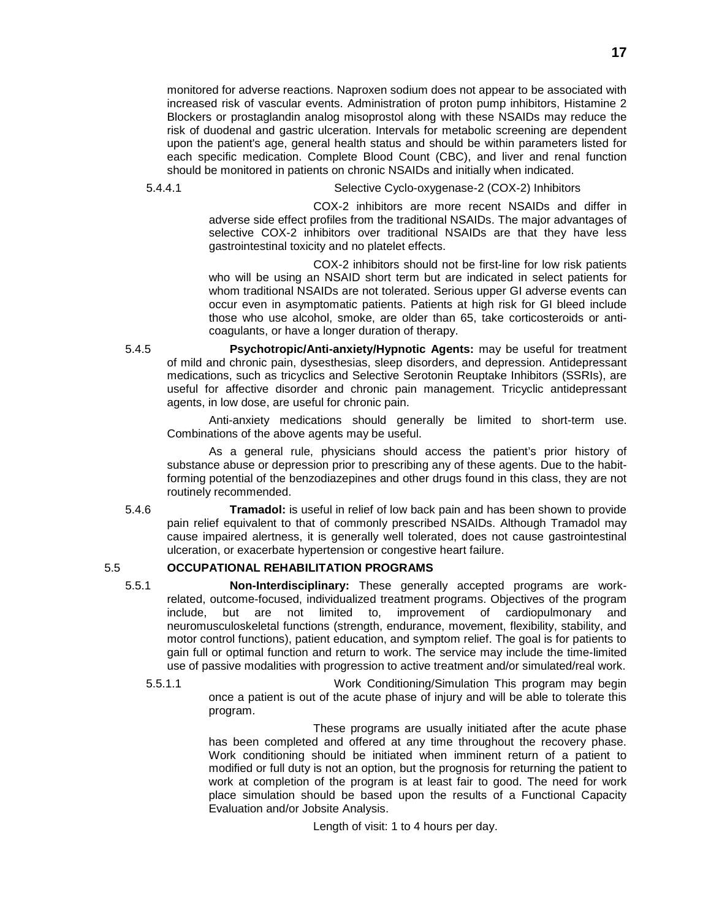monitored for adverse reactions. Naproxen sodium does not appear to be associated with increased risk of vascular events. Administration of proton pump inhibitors, Histamine 2 Blockers or prostaglandin analog misoprostol along with these NSAIDs may reduce the risk of duodenal and gastric ulceration. Intervals for metabolic screening are dependent upon the patient's age, general health status and should be within parameters listed for each specific medication. Complete Blood Count (CBC), and liver and renal function should be monitored in patients on chronic NSAIDs and initially when indicated.

5.4.4.1 Selective Cyclo-oxygenase-2 (COX-2) Inhibitors

COX-2 inhibitors are more recent NSAIDs and differ in adverse side effect profiles from the traditional NSAIDs. The major advantages of selective COX-2 inhibitors over traditional NSAIDs are that they have less gastrointestinal toxicity and no platelet effects.

COX-2 inhibitors should not be first-line for low risk patients who will be using an NSAID short term but are indicated in select patients for whom traditional NSAIDs are not tolerated. Serious upper GI adverse events can occur even in asymptomatic patients. Patients at high risk for GI bleed include those who use alcohol, smoke, are older than 65, take corticosteroids or anti-coagulants, or have a longer duration of therapy.

5.4.5 **Psychotropic/Anti-anxiety/Hypnotic Agents:** may be useful for treatment of mild and chronic pain, dysesthesias, sleep disorders, and depression. Antidepressant medications, such as tricyclics and Selective Serotonin Reuptake Inhibitors (SSRIs), are useful for affective disorder and chronic pain management. Tricyclic antidepressant agents, in low dose, are useful for chronic pain.

Anti-anxiety medications should generally be limited to short-term use. Combinations of the above agents may be useful.

As a general rule, physicians should access the patient's prior history of substance abuse or depression prior to prescribing any of these agents. Due to the habit-forming potential of the benzodiazepines and other drugs found in this class, they are not routinely recommended.

5.4.6 **Tramadol:** is useful in relief of low back pain and has been shown to provide pain relief equivalent to that of commonly prescribed NSAIDs. Although Tramadol may cause impaired alertness, it is generally well tolerated, does not cause gastrointestinal ulceration, or exacerbate hypertension or congestive heart failure.

## 5.5 OCCUPATIONAL REHABILITATION PROGRAMS

5.5.1 **Non-Interdisciplinary:** These generally accepted programs are work-related, outcome-focused, individualized treatment programs. Objectives of the program include, but are not limited to, improvement of cardiopulmonary and neuromusculoskeletal functions (strength, endurance, movement, flexibility, stability, and motor control functions), patient education, and symptom relief. The goal is for patients to gain full or optimal function and return to work. The service may include the time-limited use of passive modalities with progression to active treatment and/or simulated/real work.

5.5.1.1 Work Conditioning/Simulation This program may begin once a patient is out of the acute phase of injury and will be able to tolerate this program.

These programs are usually initiated after the acute phase has been completed and offered at any time throughout the recovery phase. Work conditioning should be initiated when imminent return of a patient to modified or full duty is not an option, but the prognosis for returning the patient to work at completion of the program is at least fair to good. The need for work place simulation should be based upon the results of a Functional Capacity Evaluation and/or Jobsite Analysis.

Length of visit: 1 to 4 hours per day.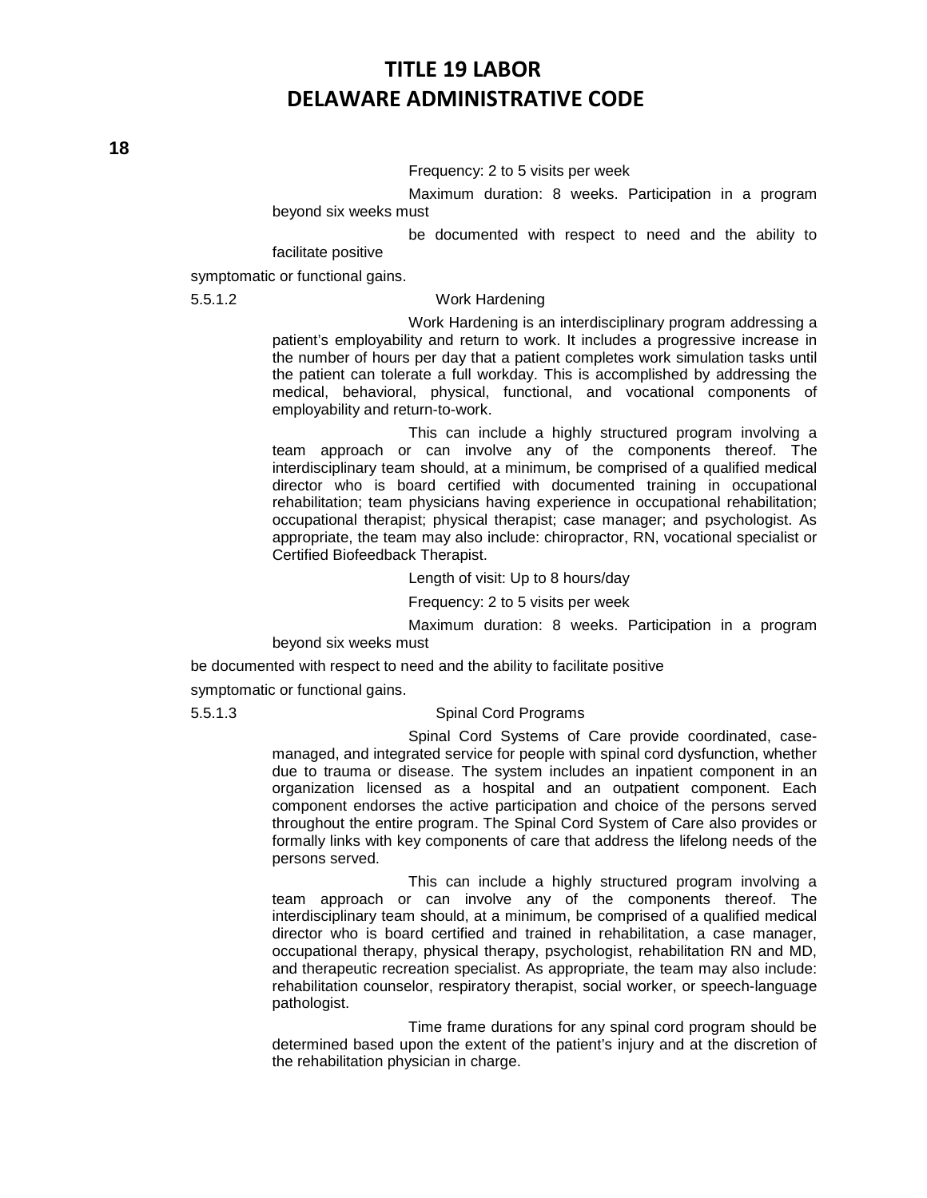Frequency: 2 to 5 visits per week

Maximum duration: 8 weeks. Participation in a program beyond six weeks must be documented with respect to need and the ability to facilitate positive symptomatic or functional gains.

5.5.1.2 Work Hardening

Work Hardening is an interdisciplinary program addressing a patient's employability and return to work. It includes a progressive increase in the number of hours per day that a patient completes work simulation tasks until the patient can tolerate a full workday. This is accomplished by addressing the medical, behavioral, physical, functional, and vocational components of employability and return-to-work.

This can include a highly structured program involving a team approach or can involve any of the components thereof. The interdisciplinary team should, at a minimum, be comprised of a qualified medical director who is board certified with documented training in occupational rehabilitation; team physicians having experience in occupational rehabilitation; occupational therapist; physical therapist; case manager; and psychologist. As appropriate, the team may also include: chiropractor, RN, vocational specialist or Certified Biofeedback Therapist.

Length of visit: Up to 8 hours/day

Frequency: 2 to 5 visits per week

Maximum duration: 8 weeks. Participation in a program beyond six weeks must be documented with respect to need and the ability to facilitate positive symptomatic or functional gains.

5.5.1.3 Spinal Cord Programs

Spinal Cord Systems of Care provide coordinated, case-managed, and integrated service for people with spinal cord dysfunction, whether due to trauma or disease. The system includes an inpatient component in an organization licensed as a hospital and an outpatient component. Each component endorses the active participation and choice of the persons served throughout the entire program. The Spinal Cord System of Care also provides or formally links with key components of care that address the lifelong needs of the persons served.

This can include a highly structured program involving a team approach or can involve any of the components thereof. The interdisciplinary team should, at a minimum, be comprised of a qualified medical director who is board certified and trained in rehabilitation, a case manager, occupational therapy, physical therapy, psychologist, rehabilitation RN and MD, and therapeutic recreation specialist. As appropriate, the team may also include: rehabilitation counselor, respiratory therapist, social worker, or speech-language pathologist.

Time frame durations for any spinal cord program should be determined based upon the extent of the patient's injury and at the discretion of the rehabilitation physician in charge.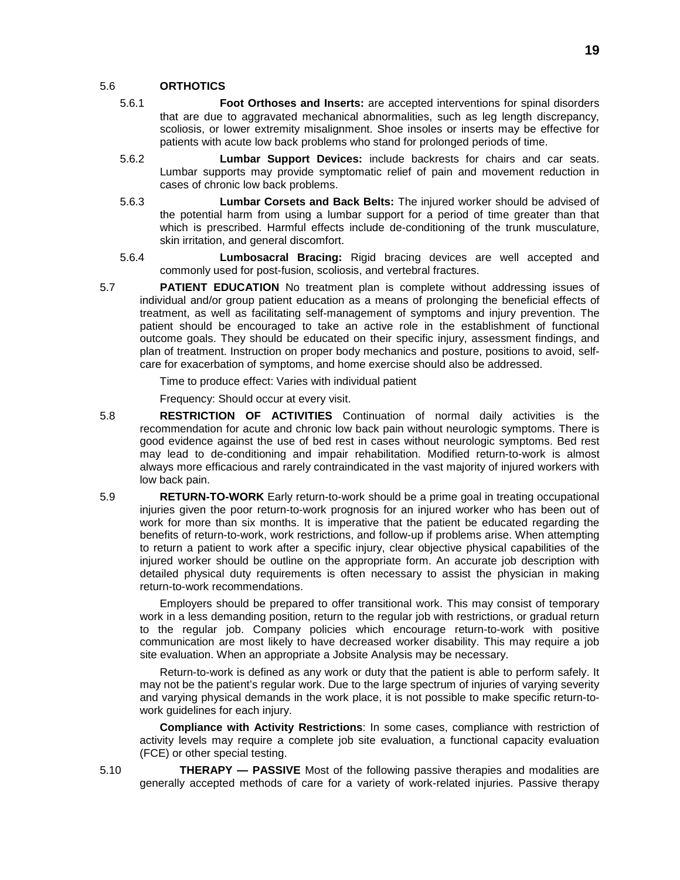5.6 **ORTHOTICS**

5.6.1 **Foot Orthoses and Inserts:** are accepted interventions for spinal disorders that are due to aggravated mechanical abnormalities, such as leg length discrepancy, scoliosis, or lower extremity misalignment. Shoe insoles or inserts may be effective for patients with acute low back problems who stand for prolonged periods of time.

5.6.2 **Lumbar Support Devices:** include backrests for chairs and car seats. Lumbar supports may provide symptomatic relief of pain and movement reduction in cases of chronic low back problems.

5.6.3 **Lumbar Corsets and Back Belts:** The injured worker should be advised of the potential harm from using a lumbar support for a period of time greater than that which is prescribed. Harmful effects include de-conditioning of the trunk musculature, skin irritation, and general discomfort.

5.6.4 **Lumbosacral Bracing:** Rigid bracing devices are well accepted and commonly used for post-fusion, scoliosis, and vertebral fractures.

5.7 **PATIENT EDUCATION** No treatment plan is complete without addressing issues of individual and/or group patient education as a means of prolonging the beneficial effects of treatment, as well as facilitating self-management of symptoms and injury prevention. The patient should be encouraged to take an active role in the establishment of functional outcome goals. They should be educated on their specific injury, assessment findings, and plan of treatment. Instruction on proper body mechanics and posture, positions to avoid, self-care for exacerbation of symptoms, and home exercise should also be addressed.

Time to produce effect: Varies with individual patient

Frequency: Should occur at every visit.

5.8 **RESTRICTION OF ACTIVITIES** Continuation of normal daily activities is the recommendation for acute and chronic low back pain without neurologic symptoms. There is good evidence against the use of bed rest in cases without neurologic symptoms. Bed rest may lead to de-conditioning and impair rehabilitation. Modified return-to-work is almost always more efficacious and rarely contraindicated in the vast majority of injured workers with low back pain.

5.9 **RETURN-TO-WORK** Early return-to-work should be a prime goal in treating occupational injuries given the poor return-to-work prognosis for an injured worker who has been out of work for more than six months. It is imperative that the patient be educated regarding the benefits of return-to-work, work restrictions, and follow-up if problems arise. When attempting to return a patient to work after a specific injury, clear objective physical capabilities of the injured worker should be outline on the appropriate form. An accurate job description with detailed physical duty requirements is often necessary to assist the physician in making return-to-work recommendations.

Employers should be prepared to offer transitional work. This may consist of temporary work in a less demanding position, return to the regular job with restrictions, or gradual return to the regular job. Company policies which encourage return-to-work with positive communication are most likely to have decreased worker disability. This may require a job site evaluation. When an appropriate a Jobsite Analysis may be necessary.

Return-to-work is defined as any work or duty that the patient is able to perform safely. It may not be the patient's regular work. Due to the large spectrum of injuries of varying severity and varying physical demands in the work place, it is not possible to make specific return-to-work guidelines for each injury.

**Compliance with Activity Restrictions**: In some cases, compliance with restriction of activity levels may require a complete job site evaluation, a functional capacity evaluation (FCE) or other special testing.

5.10 **THERAPY — PASSIVE** Most of the following passive therapies and modalities are generally accepted methods of care for a variety of work-related injuries. Passive therapy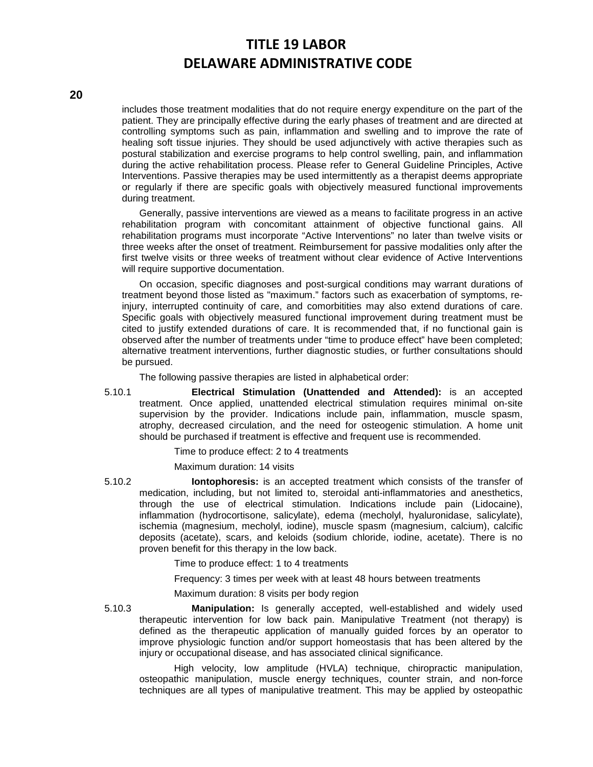includes those treatment modalities that do not require energy expenditure on the part of the patient. They are principally effective during the early phases of treatment and are directed at controlling symptoms such as pain, inflammation and swelling and to improve the rate of healing soft tissue injuries. They should be used adjunctively with active therapies such as postural stabilization and exercise programs to help control swelling, pain, and inflammation during the active rehabilitation process. Please refer to General Guideline Principles, Active Interventions. Passive therapies may be used intermittently as a therapist deems appropriate or regularly if there are specific goals with objectively measured functional improvements during treatment.

Generally, passive interventions are viewed as a means to facilitate progress in an active rehabilitation program with concomitant attainment of objective functional gains. All rehabilitation programs must incorporate "Active Interventions" no later than twelve visits or three weeks after the onset of treatment. Reimbursement for passive modalities only after the first twelve visits or three weeks of treatment without clear evidence of Active Interventions will require supportive documentation.

On occasion, specific diagnoses and post-surgical conditions may warrant durations of treatment beyond those listed as "maximum." factors such as exacerbation of symptoms, re-injury, interrupted continuity of care, and comorbitities may also extend durations of care. Specific goals with objectively measured functional improvement during treatment must be cited to justify extended durations of care. It is recommended that, if no functional gain is observed after the number of treatments under "time to produce effect" have been completed; alternative treatment interventions, further diagnostic studies, or further consultations should be pursued.

The following passive therapies are listed in alphabetical order:

5.10.1 **Electrical Stimulation (Unattended and Attended):** is an accepted treatment. Once applied, unattended electrical stimulation requires minimal on-site supervision by the provider. Indications include pain, inflammation, muscle spasm, atrophy, decreased circulation, and the need for osteogenic stimulation. A home unit should be purchased if treatment is effective and frequent use is recommended.

Time to produce effect: 2 to 4 treatments

Maximum duration: 14 visits

5.10.2 **Iontophoresis:** is an accepted treatment which consists of the transfer of medication, including, but not limited to, steroidal anti-inflammatories and anesthetics, through the use of electrical stimulation. Indications include pain (Lidocaine), inflammation (hydrocortisone, salicylate), edema (mecholyl, hyaluronidase, salicylate), ischemia (magnesium, mecholyl, iodine), muscle spasm (magnesium, calcium), calcific deposits (acetate), scars, and keloids (sodium chloride, iodine, acetate). There is no proven benefit for this therapy in the low back.

Time to produce effect: 1 to 4 treatments

Frequency: 3 times per week with at least 48 hours between treatments

Maximum duration: 8 visits per body region

5.10.3 **Manipulation:** Is generally accepted, well-established and widely used therapeutic intervention for low back pain. Manipulative Treatment (not therapy) is defined as the therapeutic application of manually guided forces by an operator to improve physiologic function and/or support homeostasis that has been altered by the injury or occupational disease, and has associated clinical significance.

High velocity, low amplitude (HVLA) technique, chiropractic manipulation, osteopathic manipulation, muscle energy techniques, counter strain, and non-force techniques are all types of manipulative treatment. This may be applied by osteopathic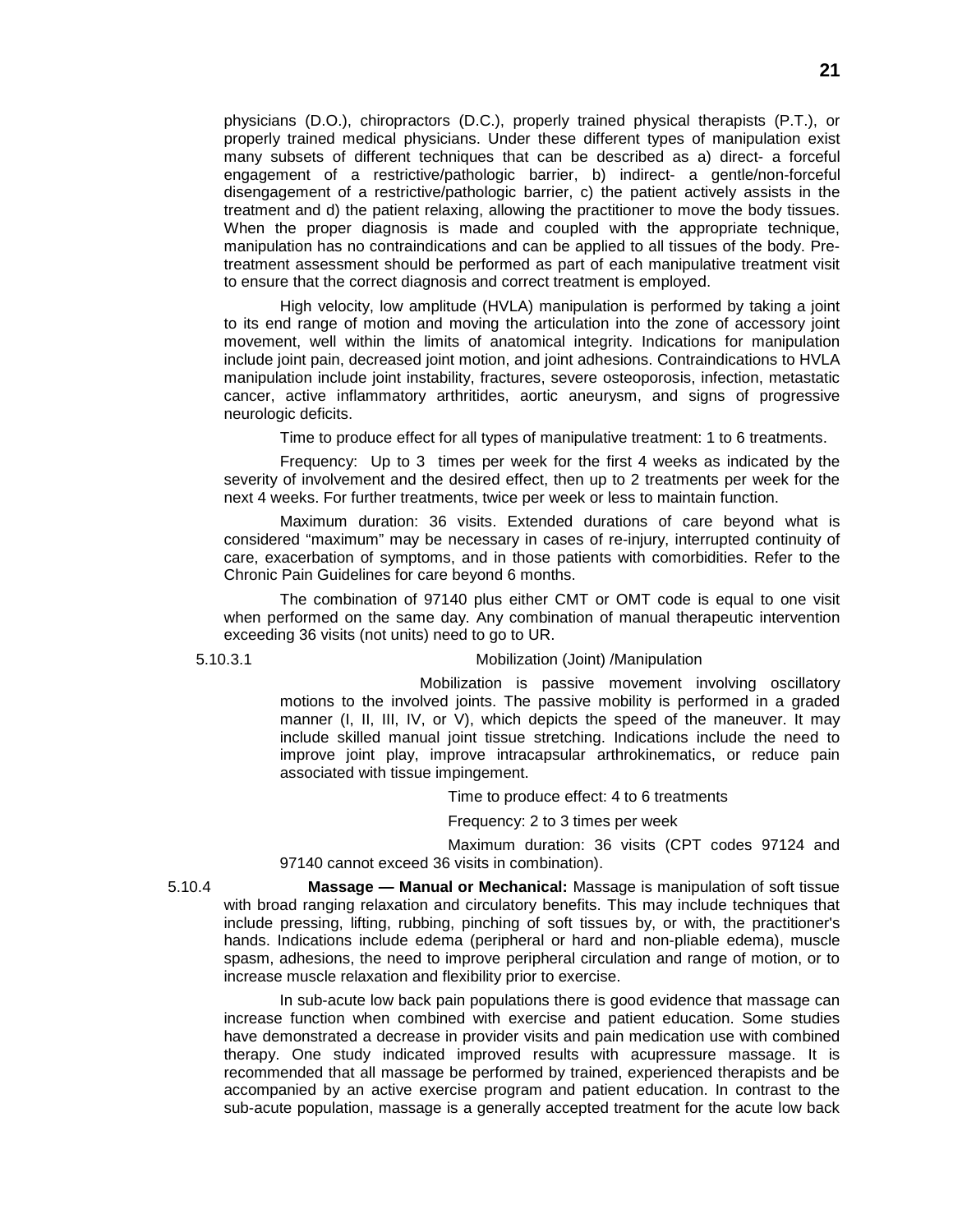physicians (D.O.), chiropractors (D.C.), properly trained physical therapists (P.T.), or properly trained medical physicians. Under these different types of manipulation exist many subsets of different techniques that can be described as a) direct- a forceful engagement of a restrictive/pathologic barrier, b) indirect- a gentle/non-forceful disengagement of a restrictive/pathologic barrier, c) the patient actively assists in the treatment and d) the patient relaxing, allowing the practitioner to move the body tissues. When the proper diagnosis is made and coupled with the appropriate technique, manipulation has no contraindications and can be applied to all tissues of the body. Pre-treatment assessment should be performed as part of each manipulative treatment visit to ensure that the correct diagnosis and correct treatment is employed.

High velocity, low amplitude (HVLA) manipulation is performed by taking a joint to its end range of motion and moving the articulation into the zone of accessory joint movement, well within the limits of anatomical integrity. Indications for manipulation include joint pain, decreased joint motion, and joint adhesions. Contraindications to HVLA manipulation include joint instability, fractures, severe osteoporosis, infection, metastatic cancer, active inflammatory arthritides, aortic aneurysm, and signs of progressive neurologic deficits.

Time to produce effect for all types of manipulative treatment: 1 to 6 treatments.

Frequency: Up to 3 times per week for the first 4 weeks as indicated by the severity of involvement and the desired effect, then up to 2 treatments per week for the next 4 weeks. For further treatments, twice per week or less to maintain function.

Maximum duration: 36 visits. Extended durations of care beyond what is considered "maximum" may be necessary in cases of re-injury, interrupted continuity of care, exacerbation of symptoms, and in those patients with comorbidities. Refer to the Chronic Pain Guidelines for care beyond 6 months.

The combination of 97140 plus either CMT or OMT code is equal to one visit when performed on the same day. Any combination of manual therapeutic intervention exceeding 36 visits (not units) need to go to UR.

5.10.3.1 Mobilization (Joint) /Manipulation

Mobilization is passive movement involving oscillatory motions to the involved joints. The passive mobility is performed in a graded manner (I, II, III, IV, or V), which depicts the speed of the maneuver. It may include skilled manual joint tissue stretching. Indications include the need to improve joint play, improve intracapsular arthrokinematics, or reduce pain associated with tissue impingement.

Time to produce effect: 4 to 6 treatments

Frequency: 2 to 3 times per week

Maximum duration: 36 visits (CPT codes 97124 and 97140 cannot exceed 36 visits in combination).

5.10.4 **Massage — Manual or Mechanical:** Massage is manipulation of soft tissue with broad ranging relaxation and circulatory benefits. This may include techniques that include pressing, lifting, rubbing, pinching of soft tissues by, or with, the practitioner's hands. Indications include edema (peripheral or hard and non-pliable edema), muscle spasm, adhesions, the need to improve peripheral circulation and range of motion, or to increase muscle relaxation and flexibility prior to exercise.

In sub-acute low back pain populations there is good evidence that massage can increase function when combined with exercise and patient education. Some studies have demonstrated a decrease in provider visits and pain medication use with combined therapy. One study indicated improved results with acupressure massage. It is recommended that all massage be performed by trained, experienced therapists and be accompanied by an active exercise program and patient education. In contrast to the sub-acute population, massage is a generally accepted treatment for the acute low back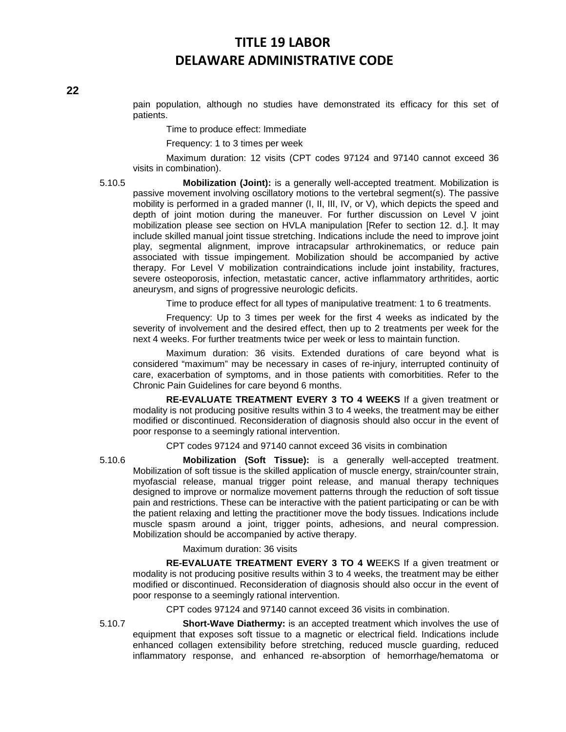pain population, although no studies have demonstrated its efficacy for this set of patients.

Time to produce effect: Immediate

Frequency: 1 to 3 times per week

Maximum duration: 12 visits (CPT codes 97124 and 97140 cannot exceed 36 visits in combination).

5.10.5 **Mobilization (Joint):** is a generally well-accepted treatment. Mobilization is passive movement involving oscillatory motions to the vertebral segment(s). The passive mobility is performed in a graded manner (I, II, III, IV, or V), which depicts the speed and depth of joint motion during the maneuver. For further discussion on Level V joint mobilization please see section on HVLA manipulation [Refer to section 12. d.]. It may include skilled manual joint tissue stretching. Indications include the need to improve joint play, segmental alignment, improve intracapsular arthrokinematics, or reduce pain associated with tissue impingement. Mobilization should be accompanied by active therapy. For Level V mobilization contraindications include joint instability, fractures, severe osteoporosis, infection, metastatic cancer, active inflammatory arthritides, aortic aneurysm, and signs of progressive neurologic deficits.

Time to produce effect for all types of manipulative treatment: 1 to 6 treatments.

Frequency: Up to 3 times per week for the first 4 weeks as indicated by the severity of involvement and the desired effect, then up to 2 treatments per week for the next 4 weeks. For further treatments twice per week or less to maintain function.

Maximum duration: 36 visits. Extended durations of care beyond what is considered "maximum" may be necessary in cases of re-injury, interrupted continuity of care, exacerbation of symptoms, and in those patients with comorbitities. Refer to the Chronic Pain Guidelines for care beyond 6 months.

**RE-EVALUATE TREATMENT EVERY 3 TO 4 WEEKS** If a given treatment or modality is not producing positive results within 3 to 4 weeks, the treatment may be either modified or discontinued. Reconsideration of diagnosis should also occur in the event of poor response to a seemingly rational intervention.

CPT codes 97124 and 97140 cannot exceed 36 visits in combination

5.10.6 **Mobilization (Soft Tissue):** is a generally well-accepted treatment. Mobilization of soft tissue is the skilled application of muscle energy, strain/counter strain, myofascial release, manual trigger point release, and manual therapy techniques designed to improve or normalize movement patterns through the reduction of soft tissue pain and restrictions. These can be interactive with the patient participating or can be with the patient relaxing and letting the practitioner move the body tissues. Indications include muscle spasm around a joint, trigger points, adhesions, and neural compression. Mobilization should be accompanied by active therapy.

Maximum duration: 36 visits

**RE-EVALUATE TREATMENT EVERY 3 TO 4 W**EEKS If a given treatment or modality is not producing positive results within 3 to 4 weeks, the treatment may be either modified or discontinued. Reconsideration of diagnosis should also occur in the event of poor response to a seemingly rational intervention.

CPT codes 97124 and 97140 cannot exceed 36 visits in combination.

5.10.7 **Short-Wave Diathermy:** is an accepted treatment which involves the use of equipment that exposes soft tissue to a magnetic or electrical field. Indications include enhanced collagen extensibility before stretching, reduced muscle guarding, reduced inflammatory response, and enhanced re-absorption of hemorrhage/hematoma or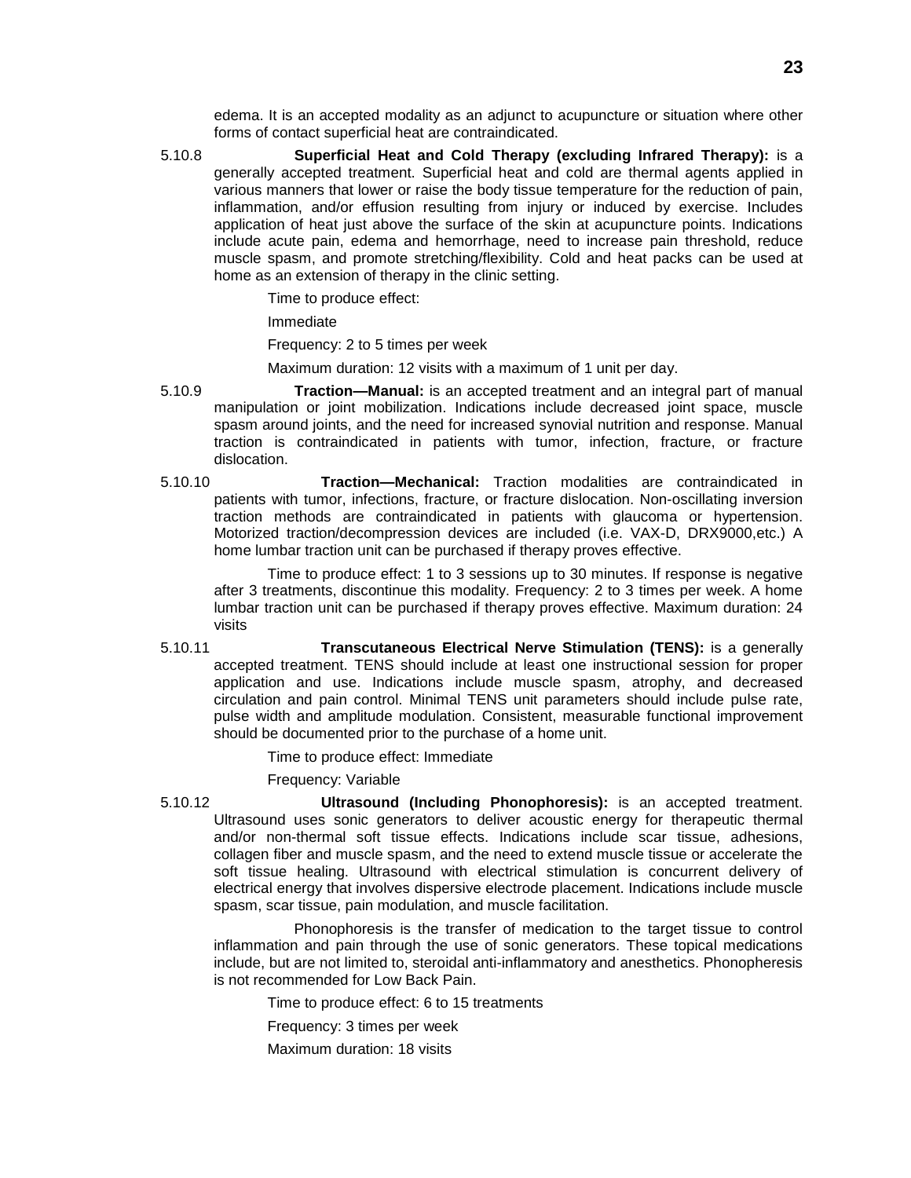edema. It is an accepted modality as an adjunct to acupuncture or situation where other forms of contact superficial heat are contraindicated.

5.10.8 **Superficial Heat and Cold Therapy (excluding Infrared Therapy):** is a generally accepted treatment. Superficial heat and cold are thermal agents applied in various manners that lower or raise the body tissue temperature for the reduction of pain, inflammation, and/or effusion resulting from injury or induced by exercise. Includes application of heat just above the surface of the skin at acupuncture points. Indications include acute pain, edema and hemorrhage, need to increase pain threshold, reduce muscle spasm, and promote stretching/flexibility. Cold and heat packs can be used at home as an extension of therapy in the clinic setting.

Time to produce effect:

Immediate

Frequency: 2 to 5 times per week

Maximum duration: 12 visits with a maximum of 1 unit per day.

5.10.9 **Traction—Manual:** is an accepted treatment and an integral part of manual manipulation or joint mobilization. Indications include decreased joint space, muscle spasm around joints, and the need for increased synovial nutrition and response. Manual traction is contraindicated in patients with tumor, infection, fracture, or fracture dislocation.

5.10.10 **Traction—Mechanical:** Traction modalities are contraindicated in patients with tumor, infections, fracture, or fracture dislocation. Non-oscillating inversion traction methods are contraindicated in patients with glaucoma or hypertension. Motorized traction/decompression devices are included (i.e. VAX-D, DRX9000,etc.) A home lumbar traction unit can be purchased if therapy proves effective.

Time to produce effect: 1 to 3 sessions up to 30 minutes. If response is negative after 3 treatments, discontinue this modality. Frequency: 2 to 3 times per week. A home lumbar traction unit can be purchased if therapy proves effective. Maximum duration: 24 visits

5.10.11 **Transcutaneous Electrical Nerve Stimulation (TENS):** is a generally accepted treatment. TENS should include at least one instructional session for proper application and use. Indications include muscle spasm, atrophy, and decreased circulation and pain control. Minimal TENS unit parameters should include pulse rate, pulse width and amplitude modulation. Consistent, measurable functional improvement should be documented prior to the purchase of a home unit.

Time to produce effect: Immediate

Frequency: Variable

5.10.12 **Ultrasound (Including Phonophoresis):** is an accepted treatment. Ultrasound uses sonic generators to deliver acoustic energy for therapeutic thermal and/or non-thermal soft tissue effects. Indications include scar tissue, adhesions, collagen fiber and muscle spasm, and the need to extend muscle tissue or accelerate the soft tissue healing. Ultrasound with electrical stimulation is concurrent delivery of electrical energy that involves dispersive electrode placement. Indications include muscle spasm, scar tissue, pain modulation, and muscle facilitation.

Phonophoresis is the transfer of medication to the target tissue to control inflammation and pain through the use of sonic generators. These topical medications include, but are not limited to, steroidal anti-inflammatory and anesthetics. Phonopheresis is not recommended for Low Back Pain.

Time to produce effect: 6 to 15 treatments

Frequency: 3 times per week

Maximum duration: 18 visits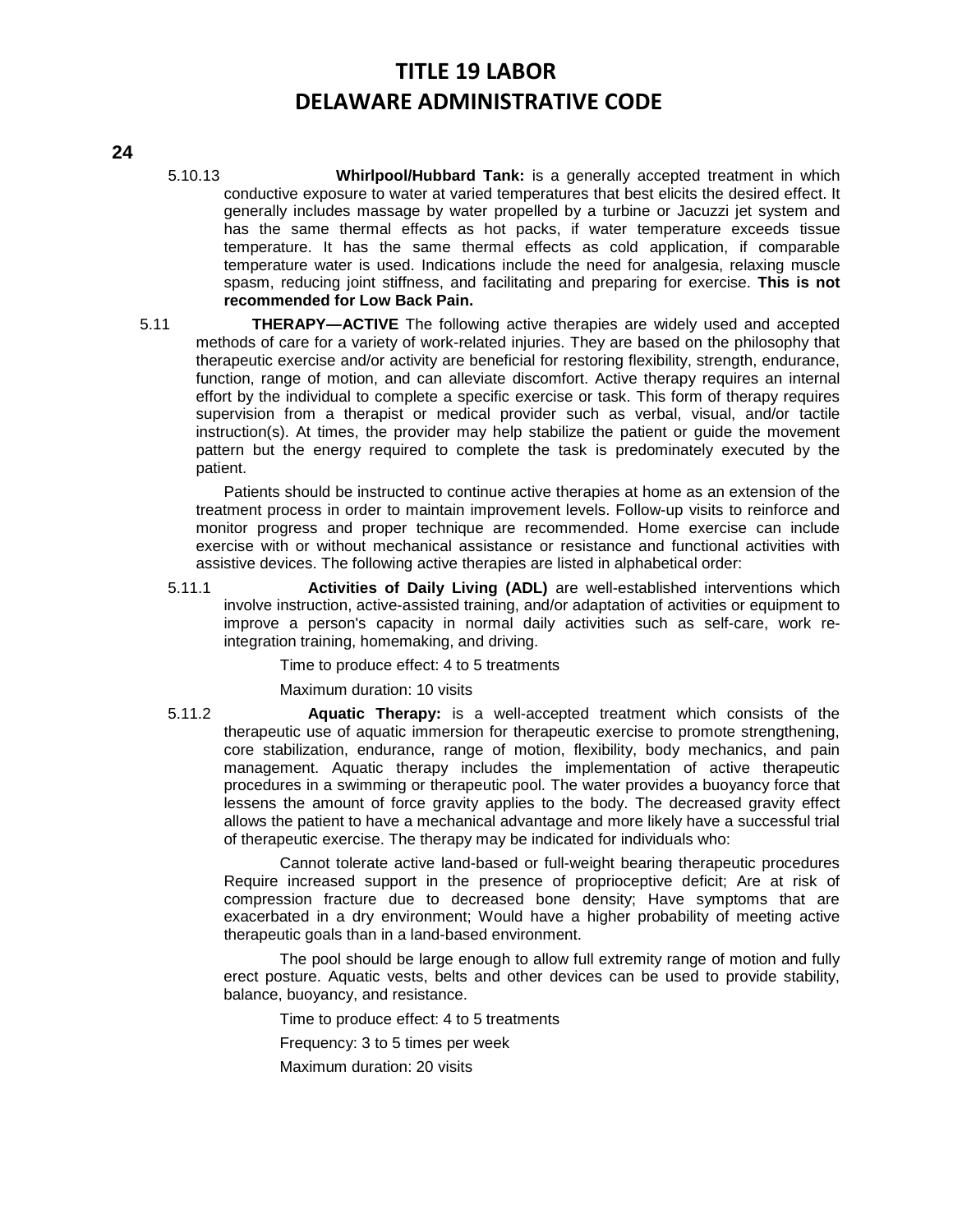5.10.13 **Whirlpool/Hubbard Tank:** is a generally accepted treatment in which conductive exposure to water at varied temperatures that best elicits the desired effect. It generally includes massage by water propelled by a turbine or Jacuzzi jet system and has the same thermal effects as hot packs, if water temperature exceeds tissue temperature. It has the same thermal effects as cold application, if comparable temperature water is used. Indications include the need for analgesia, relaxing muscle spasm, reducing joint stiffness, and facilitating and preparing for exercise. **This is not recommended for Low Back Pain.**

5.11 **THERAPY—ACTIVE** The following active therapies are widely used and accepted methods of care for a variety of work-related injuries. They are based on the philosophy that therapeutic exercise and/or activity are beneficial for restoring flexibility, strength, endurance, function, range of motion, and can alleviate discomfort. Active therapy requires an internal effort by the individual to complete a specific exercise or task. This form of therapy requires supervision from a therapist or medical provider such as verbal, visual, and/or tactile instruction(s). At times, the provider may help stabilize the patient or guide the movement pattern but the energy required to complete the task is predominately executed by the patient.

Patients should be instructed to continue active therapies at home as an extension of the treatment process in order to maintain improvement levels. Follow-up visits to reinforce and monitor progress and proper technique are recommended. Home exercise can include exercise with or without mechanical assistance or resistance and functional activities with assistive devices. The following active therapies are listed in alphabetical order:

5.11.1 **Activities of Daily Living (ADL)** are well-established interventions which involve instruction, active-assisted training, and/or adaptation of activities or equipment to improve a person's capacity in normal daily activities such as self-care, work re-integration training, homemaking, and driving.

Time to produce effect: 4 to 5 treatments

Maximum duration: 10 visits

5.11.2 **Aquatic Therapy:** is a well-accepted treatment which consists of the therapeutic use of aquatic immersion for therapeutic exercise to promote strengthening, core stabilization, endurance, range of motion, flexibility, body mechanics, and pain management. Aquatic therapy includes the implementation of active therapeutic procedures in a swimming or therapeutic pool. The water provides a buoyancy force that lessens the amount of force gravity applies to the body. The decreased gravity effect allows the patient to have a mechanical advantage and more likely have a successful trial of therapeutic exercise. The therapy may be indicated for individuals who:

Cannot tolerate active land-based or full-weight bearing therapeutic procedures Require increased support in the presence of proprioceptive deficit; Are at risk of compression fracture due to decreased bone density; Have symptoms that are exacerbated in a dry environment; Would have a higher probability of meeting active therapeutic goals than in a land-based environment.

The pool should be large enough to allow full extremity range of motion and fully erect posture. Aquatic vests, belts and other devices can be used to provide stability, balance, buoyancy, and resistance.

Time to produce effect: 4 to 5 treatments

Frequency: 3 to 5 times per week

Maximum duration: 20 visits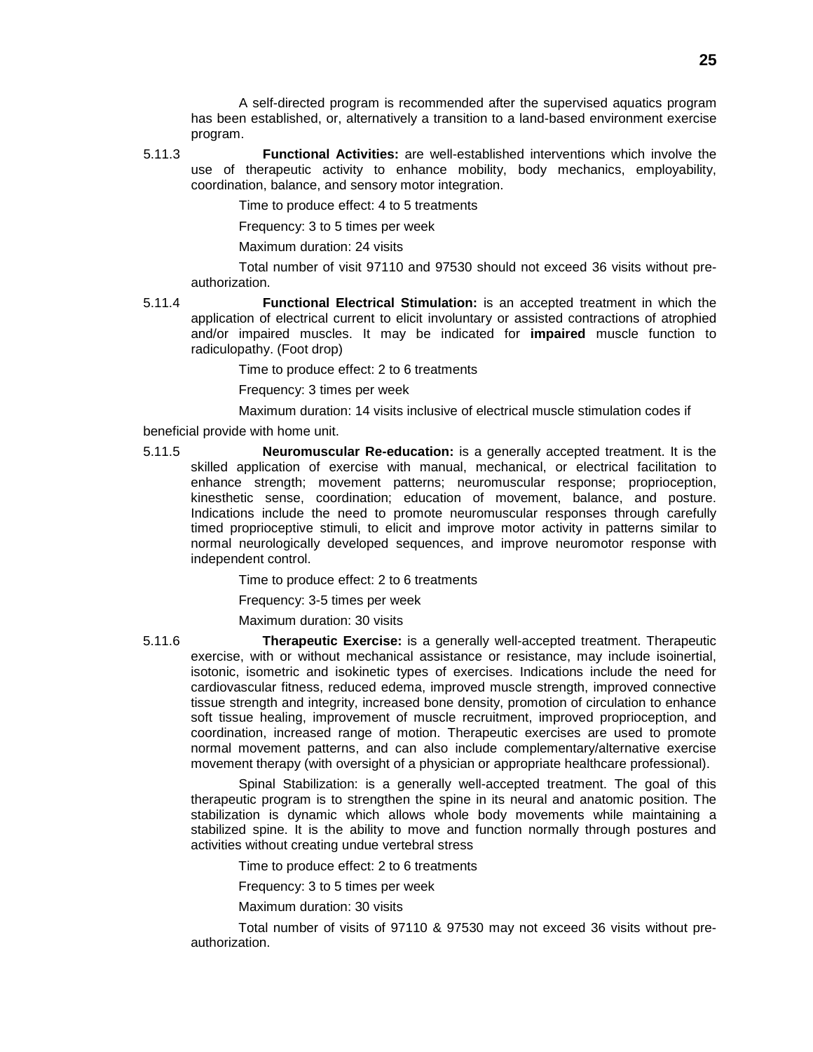A self-directed program is recommended after the supervised aquatics program has been established, or, alternatively a transition to a land-based environment exercise program.

5.11.3 **Functional Activities:** are well-established interventions which involve the use of therapeutic activity to enhance mobility, body mechanics, employability, coordination, balance, and sensory motor integration.

Time to produce effect: 4 to 5 treatments

Frequency: 3 to 5 times per week

Maximum duration: 24 visits

Total number of visit 97110 and 97530 should not exceed 36 visits without pre-authorization.

5.11.4 **Functional Electrical Stimulation:** is an accepted treatment in which the application of electrical current to elicit involuntary or assisted contractions of atrophied and/or impaired muscles. It may be indicated for **impaired** muscle function to radiculopathy. (Foot drop)

Time to produce effect: 2 to 6 treatments

Frequency: 3 times per week

Maximum duration: 14 visits inclusive of electrical muscle stimulation codes if beneficial provide with home unit.

5.11.5 **Neuromuscular Re-education:** is a generally accepted treatment. It is the skilled application of exercise with manual, mechanical, or electrical facilitation to enhance strength; movement patterns; neuromuscular response; proprioception, kinesthetic sense, coordination; education of movement, balance, and posture. Indications include the need to promote neuromuscular responses through carefully timed proprioceptive stimuli, to elicit and improve motor activity in patterns similar to normal neurologically developed sequences, and improve neuromotor response with independent control.

Time to produce effect: 2 to 6 treatments

Frequency: 3-5 times per week

Maximum duration: 30 visits

5.11.6 **Therapeutic Exercise:** is a generally well-accepted treatment. Therapeutic exercise, with or without mechanical assistance or resistance, may include isoinertial, isotonic, isometric and isokinetic types of exercises. Indications include the need for cardiovascular fitness, reduced edema, improved muscle strength, improved connective tissue strength and integrity, increased bone density, promotion of circulation to enhance soft tissue healing, improvement of muscle recruitment, improved proprioception, and coordination, increased range of motion. Therapeutic exercises are used to promote normal movement patterns, and can also include complementary/alternative exercise movement therapy (with oversight of a physician or appropriate healthcare professional).

Spinal Stabilization: is a generally well-accepted treatment. The goal of this therapeutic program is to strengthen the spine in its neural and anatomic position. The stabilization is dynamic which allows whole body movements while maintaining a stabilized spine. It is the ability to move and function normally through postures and activities without creating undue vertebral stress

Time to produce effect: 2 to 6 treatments

Frequency: 3 to 5 times per week

Maximum duration: 30 visits

Total number of visits of 97110 & 97530 may not exceed 36 visits without pre-authorization.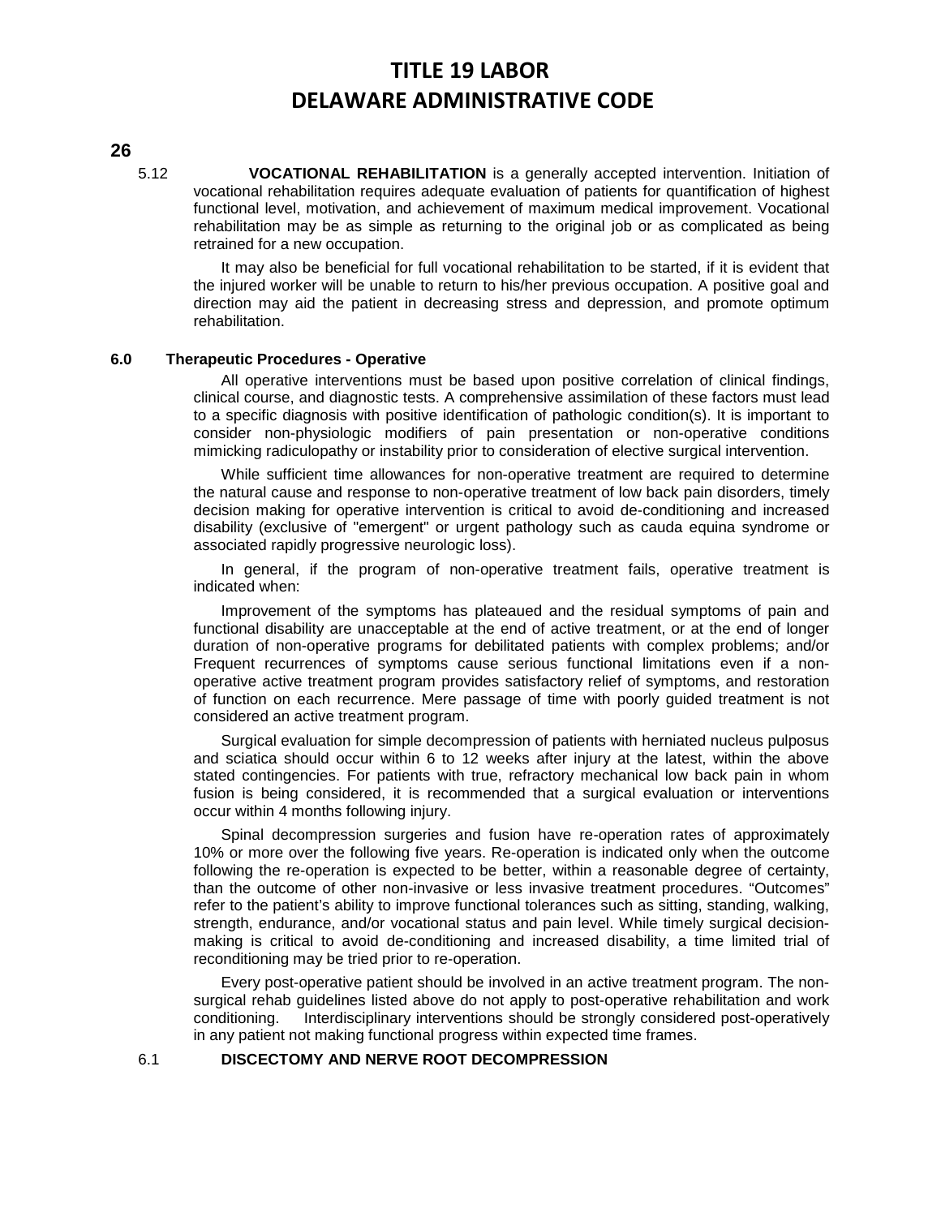5.12 **VOCATIONAL REHABILITATION** is a generally accepted intervention. Initiation of vocational rehabilitation requires adequate evaluation of patients for quantification of highest functional level, motivation, and achievement of maximum medical improvement. Vocational rehabilitation may be as simple as returning to the original job or as complicated as being retrained for a new occupation.

It may also be beneficial for full vocational rehabilitation to be started, if it is evident that the injured worker will be unable to return to his/her previous occupation. A positive goal and direction may aid the patient in decreasing stress and depression, and promote optimum rehabilitation.

### 6.0 Therapeutic Procedures - Operative

All operative interventions must be based upon positive correlation of clinical findings, clinical course, and diagnostic tests. A comprehensive assimilation of these factors must lead to a specific diagnosis with positive identification of pathologic condition(s). It is important to consider non-physiologic modifiers of pain presentation or non-operative conditions mimicking radiculopathy or instability prior to consideration of elective surgical intervention.

While sufficient time allowances for non-operative treatment are required to determine the natural cause and response to non-operative treatment of low back pain disorders, timely decision making for operative intervention is critical to avoid de-conditioning and increased disability (exclusive of "emergent" or urgent pathology such as cauda equina syndrome or associated rapidly progressive neurologic loss).

In general, if the program of non-operative treatment fails, operative treatment is indicated when:

Improvement of the symptoms has plateaued and the residual symptoms of pain and functional disability are unacceptable at the end of active treatment, or at the end of longer duration of non-operative programs for debilitated patients with complex problems; and/or Frequent recurrences of symptoms cause serious functional limitations even if a non-operative active treatment program provides satisfactory relief of symptoms, and restoration of function on each recurrence. Mere passage of time with poorly guided treatment is not considered an active treatment program.

Surgical evaluation for simple decompression of patients with herniated nucleus pulposus and sciatica should occur within 6 to 12 weeks after injury at the latest, within the above stated contingencies. For patients with true, refractory mechanical low back pain in whom fusion is being considered, it is recommended that a surgical evaluation or interventions occur within 4 months following injury.

Spinal decompression surgeries and fusion have re-operation rates of approximately 10% or more over the following five years. Re-operation is indicated only when the outcome following the re-operation is expected to be better, within a reasonable degree of certainty, than the outcome of other non-invasive or less invasive treatment procedures. “Outcomes” refer to the patient’s ability to improve functional tolerances such as sitting, standing, walking, strength, endurance, and/or vocational status and pain level. While timely surgical decision-making is critical to avoid de-conditioning and increased disability, a time limited trial of reconditioning may be tried prior to re-operation.

Every post-operative patient should be involved in an active treatment program. The non-surgical rehab guidelines listed above do not apply to post-operative rehabilitation and work conditioning. Interdisciplinary interventions should be strongly considered post-operatively in any patient not making functional progress within expected time frames.

6.1 **DISCECTOMY AND NERVE ROOT DECOMPRESSION**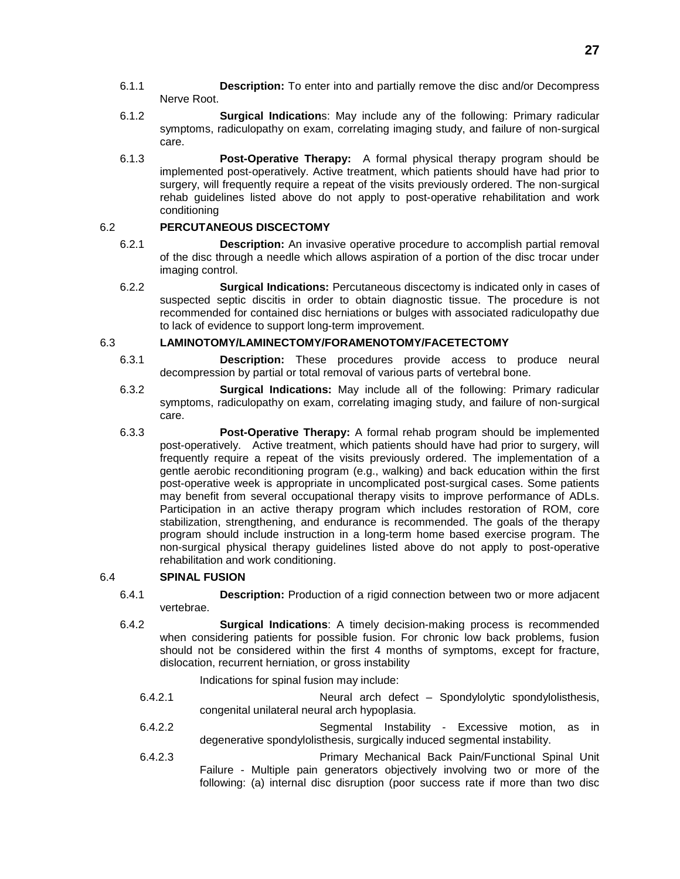6.1.1 **Description:** To enter into and partially remove the disc and/or Decompress Nerve Root.

6.1.2 **Surgical Indication**s: May include any of the following: Primary radicular symptoms, radiculopathy on exam, correlating imaging study, and failure of non-surgical care.

6.1.3 **Post-Operative Therapy:** A formal physical therapy program should be implemented post-operatively. Active treatment, which patients should have had prior to surgery, will frequently require a repeat of the visits previously ordered. The non-surgical rehab guidelines listed above do not apply to post-operative rehabilitation and work conditioning

## 6.2 PERCUTANEOUS DISCECTOMY

6.2.1 **Description:** An invasive operative procedure to accomplish partial removal of the disc through a needle which allows aspiration of a portion of the disc trocar under imaging control.

6.2.2 **Surgical Indications:** Percutaneous discectomy is indicated only in cases of suspected septic discitis in order to obtain diagnostic tissue. The procedure is not recommended for contained disc herniations or bulges with associated radiculopathy due to lack of evidence to support long-term improvement.

## 6.3 LAMINOTOMY/LAMINECTOMY/FORAMENOTOMY/FACETECTOMY

6.3.1 **Description:** These procedures provide access to produce neural decompression by partial or total removal of various parts of vertebral bone.

6.3.2 **Surgical Indications:** May include all of the following: Primary radicular symptoms, radiculopathy on exam, correlating imaging study, and failure of non-surgical care.

6.3.3 **Post-Operative Therapy:** A formal rehab program should be implemented post-operatively. Active treatment, which patients should have had prior to surgery, will frequently require a repeat of the visits previously ordered. The implementation of a gentle aerobic reconditioning program (e.g., walking) and back education within the first post-operative week is appropriate in uncomplicated post-surgical cases. Some patients may benefit from several occupational therapy visits to improve performance of ADLs. Participation in an active therapy program which includes restoration of ROM, core stabilization, strengthening, and endurance is recommended. The goals of the therapy program should include instruction in a long-term home based exercise program. The non-surgical physical therapy guidelines listed above do not apply to post-operative rehabilitation and work conditioning.

## 6.4 SPINAL FUSION

6.4.1 **Description:** Production of a rigid connection between two or more adjacent vertebrae.

6.4.2 **Surgical Indications**: A timely decision-making process is recommended when considering patients for possible fusion. For chronic low back problems, fusion should not be considered within the first 4 months of symptoms, except for fracture, dislocation, recurrent herniation, or gross instability

Indications for spinal fusion may include:

6.4.2.1 Neural arch defect – Spondylolytic spondylolisthesis, congenital unilateral neural arch hypoplasia.

6.4.2.2 Segmental Instability - Excessive motion, as in degenerative spondylolisthesis, surgically induced segmental instability.

6.4.2.3 Primary Mechanical Back Pain/Functional Spinal Unit Failure - Multiple pain generators objectively involving two or more of the following: (a) internal disc disruption (poor success rate if more than two disc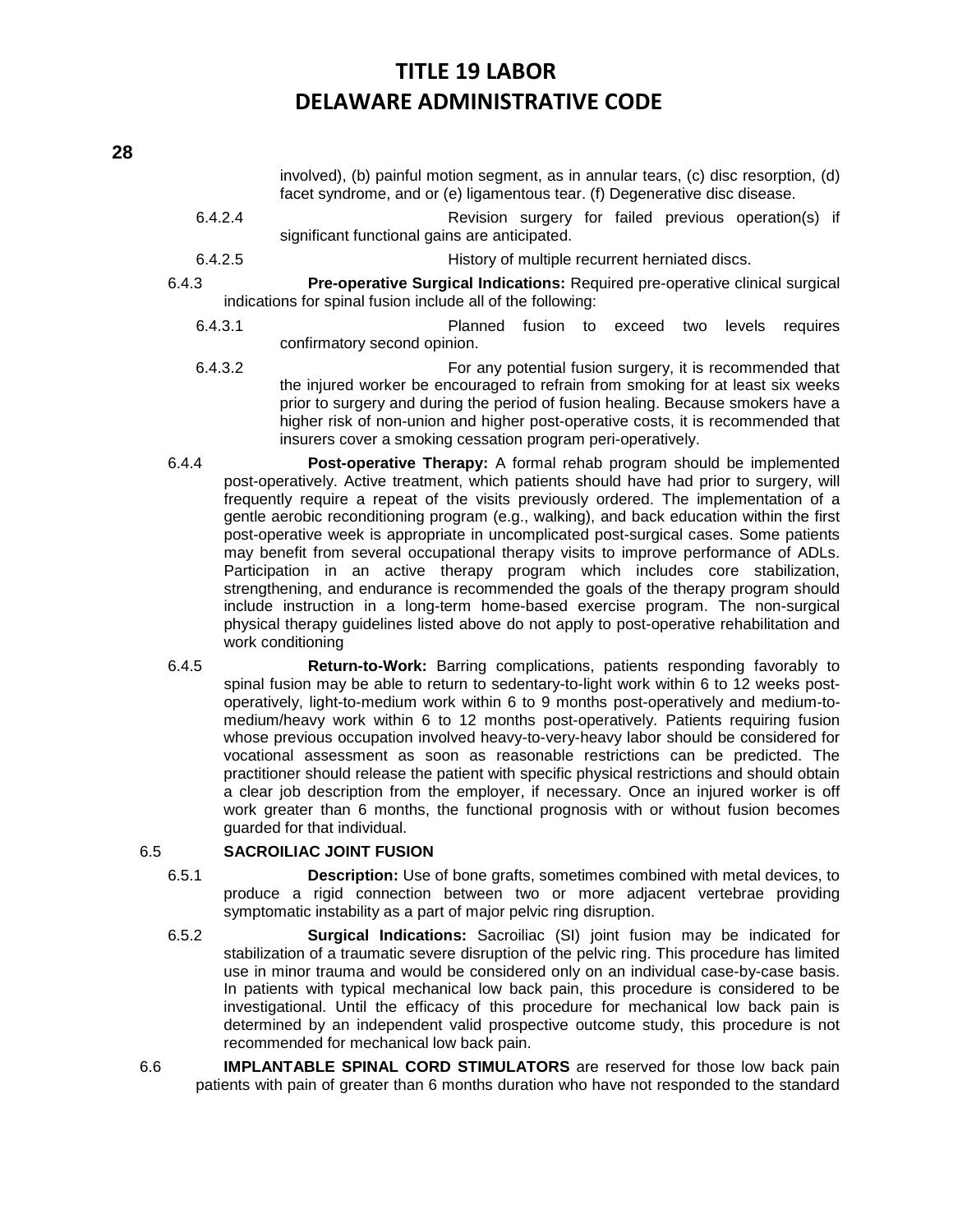involved), (b) painful motion segment, as in annular tears, (c) disc resorption, (d) facet syndrome, and or (e) ligamentous tear. (f) Degenerative disc disease.

6.4.2.4 Revision surgery for failed previous operation(s) if significant functional gains are anticipated.

6.4.2.5 History of multiple recurrent herniated discs.

6.4.3 **Pre-operative Surgical Indications:** Required pre-operative clinical surgical indications for spinal fusion include all of the following:

6.4.3.1 Planned fusion to exceed two levels requires confirmatory second opinion.

6.4.3.2 For any potential fusion surgery, it is recommended that the injured worker be encouraged to refrain from smoking for at least six weeks prior to surgery and during the period of fusion healing. Because smokers have a higher risk of non-union and higher post-operative costs, it is recommended that insurers cover a smoking cessation program peri-operatively.

6.4.4 **Post-operative Therapy:** A formal rehab program should be implemented post-operatively. Active treatment, which patients should have had prior to surgery, will frequently require a repeat of the visits previously ordered. The implementation of a gentle aerobic reconditioning program (e.g., walking), and back education within the first post-operative week is appropriate in uncomplicated post-surgical cases. Some patients may benefit from several occupational therapy visits to improve performance of ADLs. Participation in an active therapy program which includes core stabilization, strengthening, and endurance is recommended the goals of the therapy program should include instruction in a long-term home-based exercise program. The non-surgical physical therapy guidelines listed above do not apply to post-operative rehabilitation and work conditioning

6.4.5 **Return-to-Work:** Barring complications, patients responding favorably to spinal fusion may be able to return to sedentary-to-light work within 6 to 12 weeks post-operatively, light-to-medium work within 6 to 9 months post-operatively and medium-to-medium/heavy work within 6 to 12 months post-operatively. Patients requiring fusion whose previous occupation involved heavy-to-very-heavy labor should be considered for vocational assessment as soon as reasonable restrictions can be predicted. The practitioner should release the patient with specific physical restrictions and should obtain a clear job description from the employer, if necessary. Once an injured worker is off work greater than 6 months, the functional prognosis with or without fusion becomes guarded for that individual.

6.5 **SACROILIAC JOINT FUSION**

6.5.1 **Description:** Use of bone grafts, sometimes combined with metal devices, to produce a rigid connection between two or more adjacent vertebrae providing symptomatic instability as a part of major pelvic ring disruption.

6.5.2 **Surgical Indications:** Sacroiliac (SI) joint fusion may be indicated for stabilization of a traumatic severe disruption of the pelvic ring. This procedure has limited use in minor trauma and would be considered only on an individual case-by-case basis. In patients with typical mechanical low back pain, this procedure is considered to be investigational. Until the efficacy of this procedure for mechanical low back pain is determined by an independent valid prospective outcome study, this procedure is not recommended for mechanical low back pain.

6.6 **IMPLANTABLE SPINAL CORD STIMULATORS** are reserved for those low back pain patients with pain of greater than 6 months duration who have not responded to the standard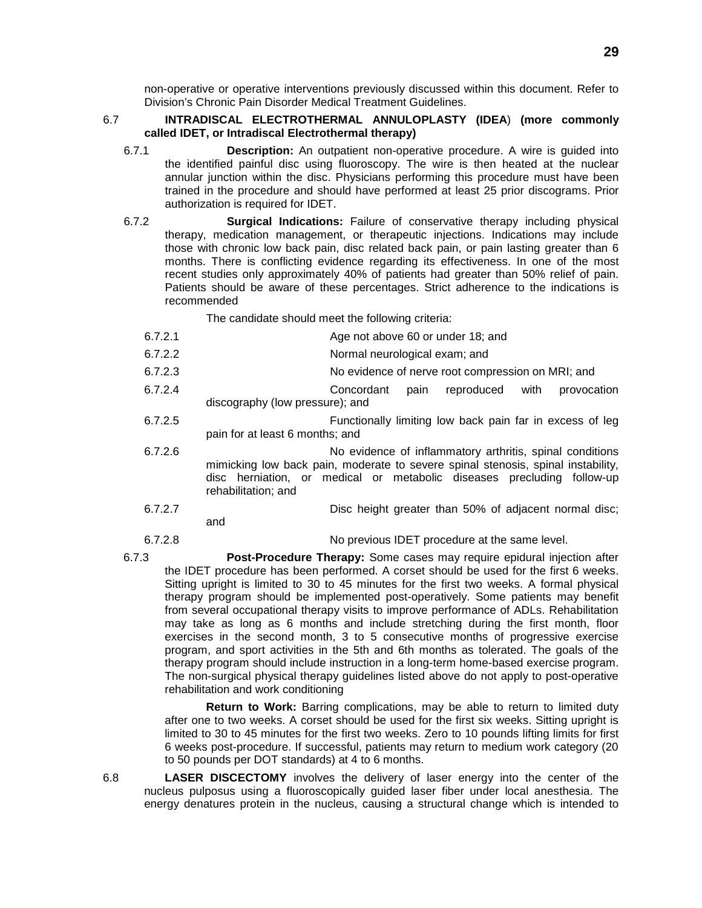non-operative or operative interventions previously discussed within this document. Refer to Division's Chronic Pain Disorder Medical Treatment Guidelines.

6.7 **INTRADISCAL ELECTROTHERMAL ANNULOPLASTY (IDEA) (more commonly called IDET, or Intradiscal Electrothermal therapy)**

6.7.1 **Description:** An outpatient non-operative procedure. A wire is guided into the identified painful disc using fluoroscopy. The wire is then heated at the nuclear annular junction within the disc. Physicians performing this procedure must have been trained in the procedure and should have performed at least 25 prior discograms. Prior authorization is required for IDET.

6.7.2 **Surgical Indications:** Failure of conservative therapy including physical therapy, medication management, or therapeutic injections. Indications may include those with chronic low back pain, disc related back pain, or pain lasting greater than 6 months. There is conflicting evidence regarding its effectiveness. In one of the most recent studies only approximately 40% of patients had greater than 50% relief of pain. Patients should be aware of these percentages. Strict adherence to the indications is recommended

The candidate should meet the following criteria:

6.7.2.1 Age not above 60 or under 18; and

6.7.2.2 Normal neurological exam; and

6.7.2.3 No evidence of nerve root compression on MRI; and

6.7.2.4 Concordant pain reproduced with provocation discography (low pressure); and

6.7.2.5 Functionally limiting low back pain far in excess of leg pain for at least 6 months; and

6.7.2.6 No evidence of inflammatory arthritis, spinal conditions mimicking low back pain, moderate to severe spinal stenosis, spinal instability, disc herniation, or medical or metabolic diseases precluding follow-up rehabilitation; and

6.7.2.7 Disc height greater than 50% of adjacent normal disc; and

6.7.2.8 No previous IDET procedure at the same level.

6.7.3 **Post-Procedure Therapy:** Some cases may require epidural injection after the IDET procedure has been performed. A corset should be used for the first 6 weeks. Sitting upright is limited to 30 to 45 minutes for the first two weeks. A formal physical therapy program should be implemented post-operatively. Some patients may benefit from several occupational therapy visits to improve performance of ADLs. Rehabilitation may take as long as 6 months and include stretching during the first month, floor exercises in the second month, 3 to 5 consecutive months of progressive exercise program, and sport activities in the 5th and 6th months as tolerated. The goals of the therapy program should include instruction in a long-term home-based exercise program. The non-surgical physical therapy guidelines listed above do not apply to post-operative rehabilitation and work conditioning

**Return to Work:** Barring complications, may be able to return to limited duty after one to two weeks. A corset should be used for the first six weeks. Sitting upright is limited to 30 to 45 minutes for the first two weeks. Zero to 10 pounds lifting limits for first 6 weeks post-procedure. If successful, patients may return to medium work category (20 to 50 pounds per DOT standards) at 4 to 6 months.

6.8 **LASER DISCECTOMY** involves the delivery of laser energy into the center of the nucleus pulposus using a fluoroscopically guided laser fiber under local anesthesia. The energy denatures protein in the nucleus, causing a structural change which is intended to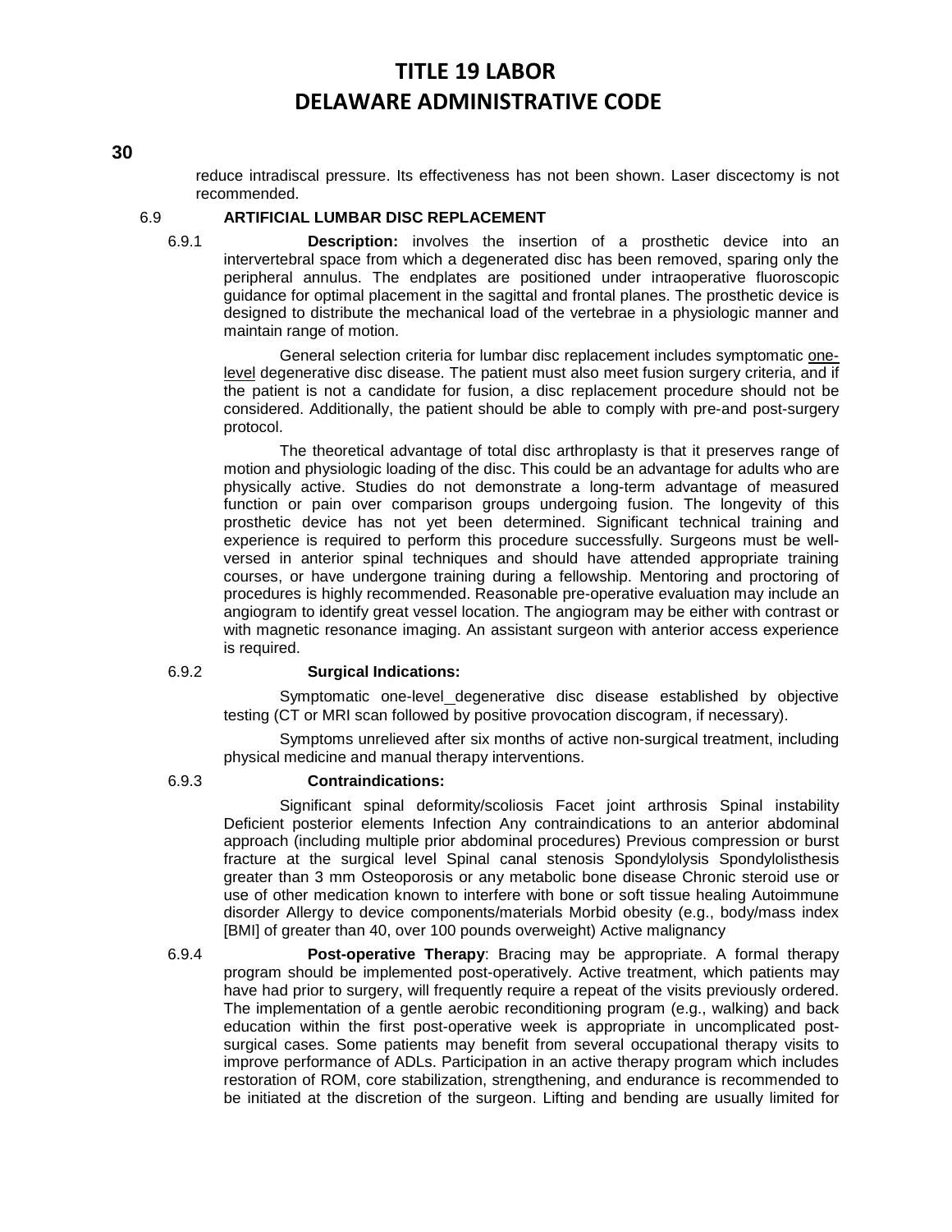reduce intradiscal pressure. Its effectiveness has not been shown. Laser discectomy is not recommended.

6.9 **ARTIFICIAL LUMBAR DISC REPLACEMENT**

6.9.1 **Description:** involves the insertion of a prosthetic device into an intervertebral space from which a degenerated disc has been removed, sparing only the peripheral annulus. The endplates are positioned under intraoperative fluoroscopic guidance for optimal placement in the sagittal and frontal planes. The prosthetic device is designed to distribute the mechanical load of the vertebrae in a physiologic manner and maintain range of motion.

General selection criteria for lumbar disc replacement includes symptomatic one-level degenerative disc disease. The patient must also meet fusion surgery criteria, and if the patient is not a candidate for fusion, a disc replacement procedure should not be considered. Additionally, the patient should be able to comply with pre-and post-surgery protocol.

The theoretical advantage of total disc arthroplasty is that it preserves range of motion and physiologic loading of the disc. This could be an advantage for adults who are physically active. Studies do not demonstrate a long-term advantage of measured function or pain over comparison groups undergoing fusion. The longevity of this prosthetic device has not yet been determined. Significant technical training and experience is required to perform this procedure successfully. Surgeons must be well-versed in anterior spinal techniques and should have attended appropriate training courses, or have undergone training during a fellowship. Mentoring and proctoring of procedures is highly recommended. Reasonable pre-operative evaluation may include an angiogram to identify great vessel location. The angiogram may be either with contrast or with magnetic resonance imaging. An assistant surgeon with anterior access experience is required.

6.9.2 **Surgical Indications:**

Symptomatic one-level degenerative disc disease established by objective testing (CT or MRI scan followed by positive provocation discogram, if necessary).

Symptoms unrelieved after six months of active non-surgical treatment, including physical medicine and manual therapy interventions.

6.9.3 **Contraindications:**

Significant spinal deformity/scoliosis Facet joint arthrosis Spinal instability Deficient posterior elements Infection Any contraindications to an anterior abdominal approach (including multiple prior abdominal procedures) Previous compression or burst fracture at the surgical level Spinal canal stenosis Spondylolysis Spondylolisthesis greater than 3 mm Osteoporosis or any metabolic bone disease Chronic steroid use or use of other medication known to interfere with bone or soft tissue healing Autoimmune disorder Allergy to device components/materials Morbid obesity (e.g., body/mass index [BMI] of greater than 40, over 100 pounds overweight) Active malignancy

6.9.4 **Post-operative Therapy**: Bracing may be appropriate. A formal therapy program should be implemented post-operatively. Active treatment, which patients may have had prior to surgery, will frequently require a repeat of the visits previously ordered. The implementation of a gentle aerobic reconditioning program (e.g., walking) and back education within the first post-operative week is appropriate in uncomplicated post-surgical cases. Some patients may benefit from several occupational therapy visits to improve performance of ADLs. Participation in an active therapy program which includes restoration of ROM, core stabilization, strengthening, and endurance is recommended to be initiated at the discretion of the surgeon. Lifting and bending are usually limited for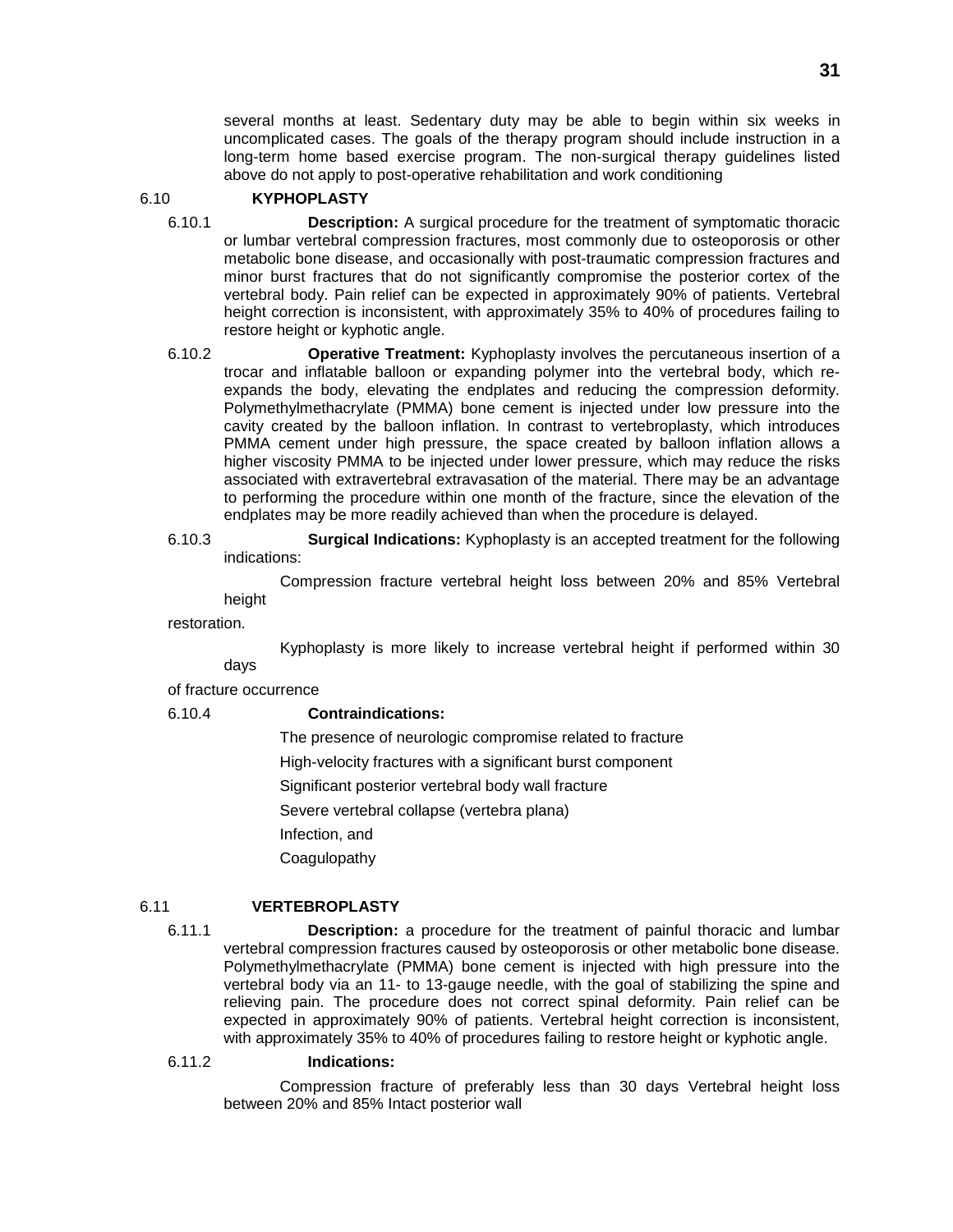several months at least. Sedentary duty may be able to begin within six weeks in uncomplicated cases. The goals of the therapy program should include instruction in a long-term home based exercise program. The non-surgical therapy guidelines listed above do not apply to post-operative rehabilitation and work conditioning

## 6.10 KYPHOPLASTY

6.10.1 **Description:** A surgical procedure for the treatment of symptomatic thoracic or lumbar vertebral compression fractures, most commonly due to osteoporosis or other metabolic bone disease, and occasionally with post-traumatic compression fractures and minor burst fractures that do not significantly compromise the posterior cortex of the vertebral body. Pain relief can be expected in approximately 90% of patients. Vertebral height correction is inconsistent, with approximately 35% to 40% of procedures failing to restore height or kyphotic angle.

6.10.2 **Operative Treatment:** Kyphoplasty involves the percutaneous insertion of a trocar and inflatable balloon or expanding polymer into the vertebral body, which re-expands the body, elevating the endplates and reducing the compression deformity. Polymethylmethacrylate (PMMA) bone cement is injected under low pressure into the cavity created by the balloon inflation. In contrast to vertebroplasty, which introduces PMMA cement under high pressure, the space created by balloon inflation allows a higher viscosity PMMA to be injected under lower pressure, which may reduce the risks associated with extravertebral extravasation of the material. There may be an advantage to performing the procedure within one month of the fracture, since the elevation of the endplates may be more readily achieved than when the procedure is delayed.

6.10.3 **Surgical Indications:** Kyphoplasty is an accepted treatment for the following indications:

Compression fracture vertebral height loss between 20% and 85% Vertebral height restoration.

Kyphoplasty is more likely to increase vertebral height if performed within 30 days of fracture occurrence

6.10.4 **Contraindications:**

The presence of neurologic compromise related to fracture

High-velocity fractures with a significant burst component

Significant posterior vertebral body wall fracture

Severe vertebral collapse (vertebra plana)

Infection, and

Coagulopathy

## 6.11 VERTEBROPLASTY

6.11.1 **Description:** a procedure for the treatment of painful thoracic and lumbar vertebral compression fractures caused by osteoporosis or other metabolic bone disease. Polymethylmethacrylate (PMMA) bone cement is injected with high pressure into the vertebral body via an 11- to 13-gauge needle, with the goal of stabilizing the spine and relieving pain. The procedure does not correct spinal deformity. Pain relief can be expected in approximately 90% of patients. Vertebral height correction is inconsistent, with approximately 35% to 40% of procedures failing to restore height or kyphotic angle.

6.11.2 **Indications:**

Compression fracture of preferably less than 30 days Vertebral height loss between 20% and 85% Intact posterior wall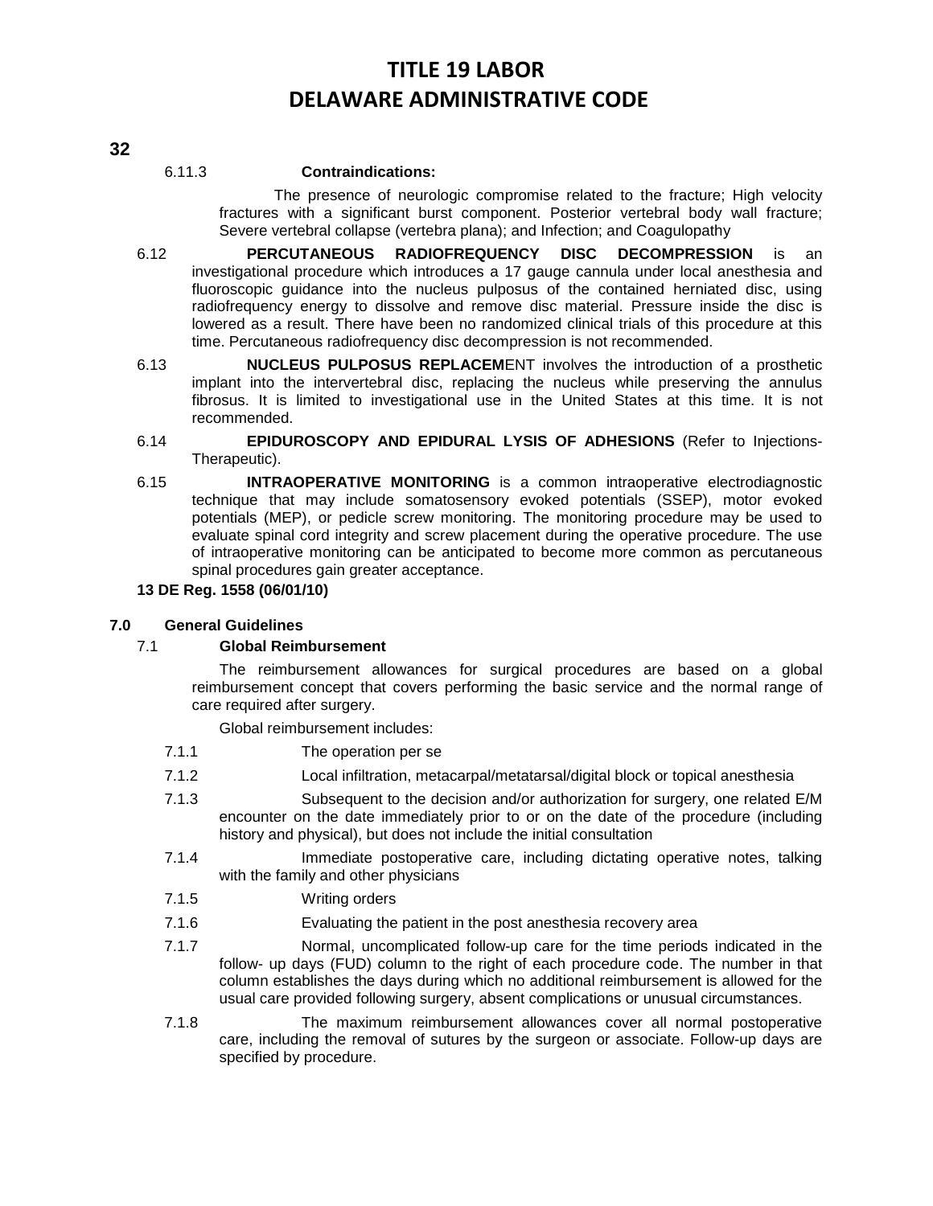6.11.3 **Contraindications:**

The presence of neurologic compromise related to the fracture; High velocity fractures with a significant burst component. Posterior vertebral body wall fracture; Severe vertebral collapse (vertebra plana); and Infection; and Coagulopathy

6.12 **PERCUTANEOUS RADIOFREQUENCY DISC DECOMPRESSION** is an investigational procedure which introduces a 17 gauge cannula under local anesthesia and fluoroscopic guidance into the nucleus pulposus of the contained herniated disc, using radiofrequency energy to dissolve and remove disc material. Pressure inside the disc is lowered as a result. There have been no randomized clinical trials of this procedure at this time. Percutaneous radiofrequency disc decompression is not recommended.

6.13 **NUCLEUS PULPOSUS REPLACEM**ENT involves the introduction of a prosthetic implant into the intervertebral disc, replacing the nucleus while preserving the annulus fibrosus. It is limited to investigational use in the United States at this time. It is not recommended.

6.14 **EPIDUROSCOPY AND EPIDURAL LYSIS OF ADHESIONS** (Refer to Injections-Therapeutic).

6.15 **INTRAOPERATIVE MONITORING** is a common intraoperative electrodiagnostic technique that may include somatosensory evoked potentials (SSEP), motor evoked potentials (MEP), or pedicle screw monitoring. The monitoring procedure may be used to evaluate spinal cord integrity and screw placement during the operative procedure. The use of intraoperative monitoring can be anticipated to become more common as percutaneous spinal procedures gain greater acceptance.

**13 DE Reg. 1558 (06/01/10)**

**7.0 General Guidelines**

7.1 **Global Reimbursement**

The reimbursement allowances for surgical procedures are based on a global reimbursement concept that covers performing the basic service and the normal range of care required after surgery.

Global reimbursement includes:

7.1.1 The operation per se

7.1.2 Local infiltration, metacarpal/metatarsal/digital block or topical anesthesia

7.1.3 Subsequent to the decision and/or authorization for surgery, one related E/M encounter on the date immediately prior to or on the date of the procedure (including history and physical), but does not include the initial consultation

7.1.4 Immediate postoperative care, including dictating operative notes, talking with the family and other physicians

7.1.5 Writing orders

7.1.6 Evaluating the patient in the post anesthesia recovery area

7.1.7 Normal, uncomplicated follow-up care for the time periods indicated in the follow- up days (FUD) column to the right of each procedure code. The number in that column establishes the days during which no additional reimbursement is allowed for the usual care provided following surgery, absent complications or unusual circumstances.

7.1.8 The maximum reimbursement allowances cover all normal postoperative care, including the removal of sutures by the surgeon or associate. Follow-up days are specified by procedure.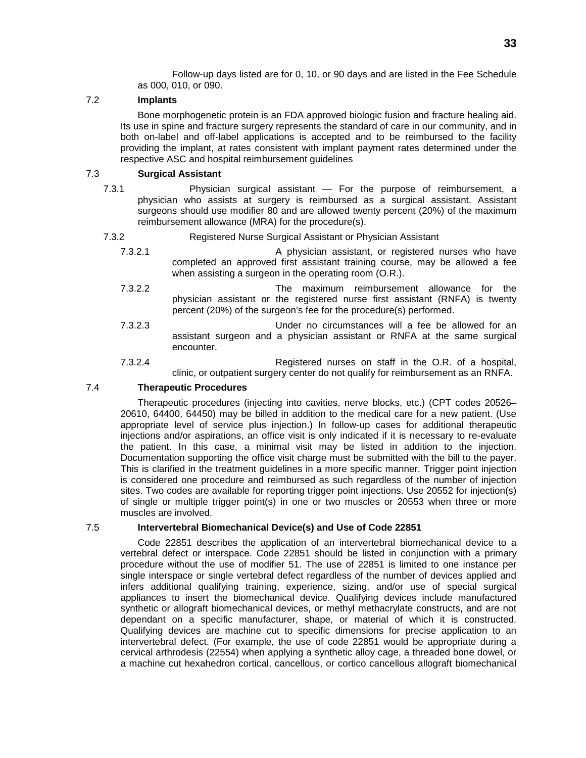Follow-up days listed are for 0, 10, or 90 days and are listed in the Fee Schedule as 000, 010, or 090.

## 7.2 Implants

Bone morphogenetic protein is an FDA approved biologic fusion and fracture healing aid. Its use in spine and fracture surgery represents the standard of care in our community, and in both on-label and off-label applications is accepted and to be reimbursed to the facility providing the implant, at rates consistent with implant payment rates determined under the respective ASC and hospital reimbursement guidelines

## 7.3 Surgical Assistant

7.3.1 Physician surgical assistant — For the purpose of reimbursement, a physician who assists at surgery is reimbursed as a surgical assistant. Assistant surgeons should use modifier 80 and are allowed twenty percent (20%) of the maximum reimbursement allowance (MRA) for the procedure(s).

7.3.2 Registered Nurse Surgical Assistant or Physician Assistant

7.3.2.1 A physician assistant, or registered nurses who have completed an approved first assistant training course, may be allowed a fee when assisting a surgeon in the operating room (O.R.).

7.3.2.2 The maximum reimbursement allowance for the physician assistant or the registered nurse first assistant (RNFA) is twenty percent (20%) of the surgeon's fee for the procedure(s) performed.

7.3.2.3 Under no circumstances will a fee be allowed for an assistant surgeon and a physician assistant or RNFA at the same surgical encounter.

7.3.2.4 Registered nurses on staff in the O.R. of a hospital, clinic, or outpatient surgery center do not qualify for reimbursement as an RNFA.

## 7.4 Therapeutic Procedures

Therapeutic procedures (injecting into cavities, nerve blocks, etc.) (CPT codes 20526–20610, 64400, 64450) may be billed in addition to the medical care for a new patient. (Use appropriate level of service plus injection.) In follow-up cases for additional therapeutic injections and/or aspirations, an office visit is only indicated if it is necessary to re-evaluate the patient. In this case, a minimal visit may be listed in addition to the injection. Documentation supporting the office visit charge must be submitted with the bill to the payer. This is clarified in the treatment guidelines in a more specific manner. Trigger point injection is considered one procedure and reimbursed as such regardless of the number of injection sites. Two codes are available for reporting trigger point injections. Use 20552 for injection(s) of single or multiple trigger point(s) in one or two muscles or 20553 when three or more muscles are involved.

## 7.5 Intervertebral Biomechanical Device(s) and Use of Code 22851

Code 22851 describes the application of an intervertebral biomechanical device to a vertebral defect or interspace. Code 22851 should be listed in conjunction with a primary procedure without the use of modifier 51. The use of 22851 is limited to one instance per single interspace or single vertebral defect regardless of the number of devices applied and infers additional qualifying training, experience, sizing, and/or use of special surgical appliances to insert the biomechanical device. Qualifying devices include manufactured synthetic or allograft biomechanical devices, or methyl methacrylate constructs, and are not dependant on a specific manufacturer, shape, or material of which it is constructed. Qualifying devices are machine cut to specific dimensions for precise application to an intervertebral defect. (For example, the use of code 22851 would be appropriate during a cervical arthrodesis (22554) when applying a synthetic alloy cage, a threaded bone dowel, or a machine cut hexahedron cortical, cancellous, or cortico cancellous allograft biomechanical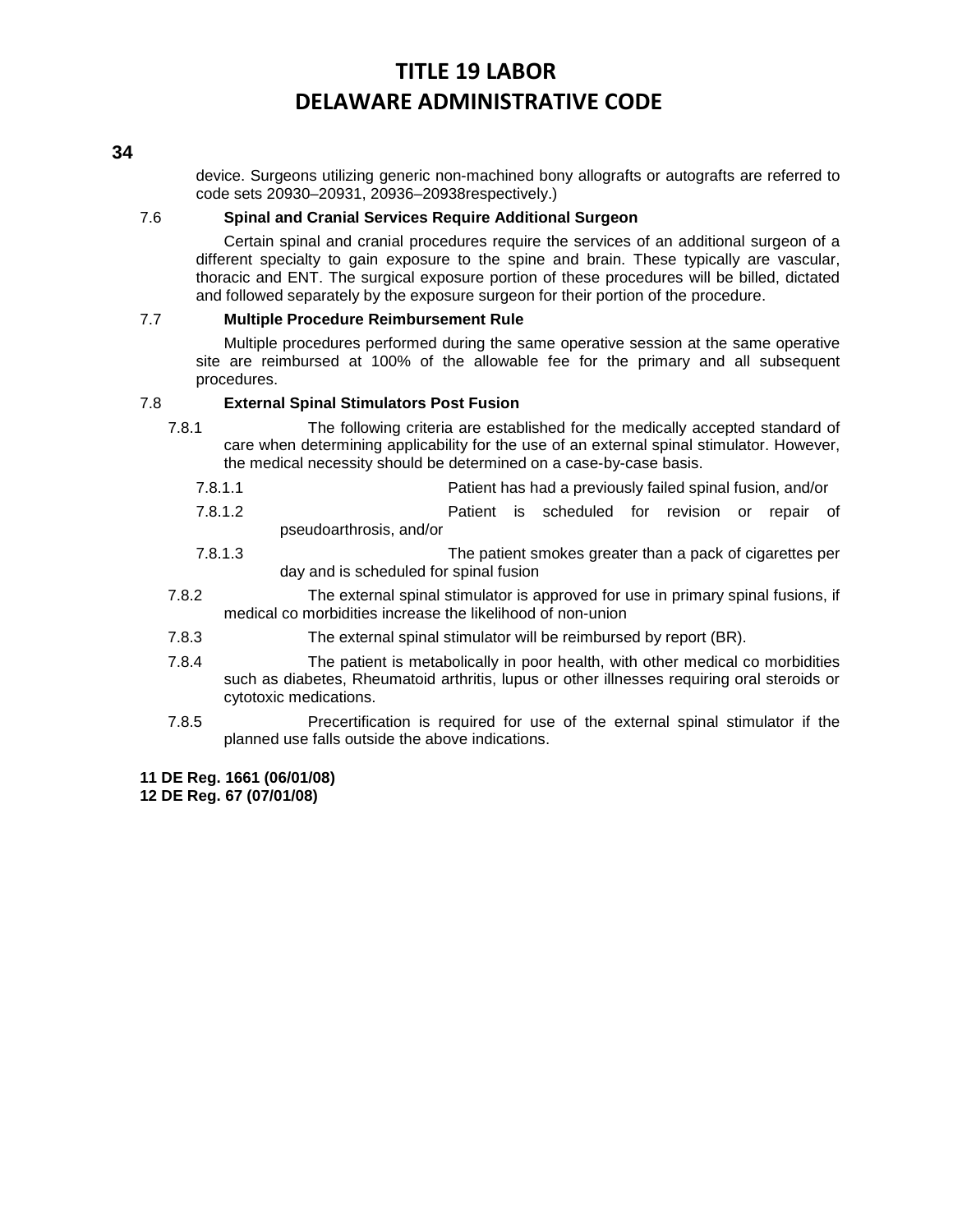device. Surgeons utilizing generic non-machined bony allografts or autografts are referred to code sets 20930–20931, 20936–20938respectively.)

7.6 **Spinal and Cranial Services Require Additional Surgeon**

Certain spinal and cranial procedures require the services of an additional surgeon of a different specialty to gain exposure to the spine and brain. These typically are vascular, thoracic and ENT. The surgical exposure portion of these procedures will be billed, dictated and followed separately by the exposure surgeon for their portion of the procedure.

7.7 **Multiple Procedure Reimbursement Rule**

Multiple procedures performed during the same operative session at the same operative site are reimbursed at 100% of the allowable fee for the primary and all subsequent procedures.

7.8 **External Spinal Stimulators Post Fusion**

7.8.1 The following criteria are established for the medically accepted standard of care when determining applicability for the use of an external spinal stimulator. However, the medical necessity should be determined on a case-by-case basis.

7.8.1.1 Patient has had a previously failed spinal fusion, and/or

7.8.1.2 Patient is scheduled for revision or repair of pseudoarthrosis, and/or

7.8.1.3 The patient smokes greater than a pack of cigarettes per day and is scheduled for spinal fusion

7.8.2 The external spinal stimulator is approved for use in primary spinal fusions, if medical co morbidities increase the likelihood of non-union

7.8.3 The external spinal stimulator will be reimbursed by report (BR).

7.8.4 The patient is metabolically in poor health, with other medical co morbidities such as diabetes, Rheumatoid arthritis, lupus or other illnesses requiring oral steroids or cytotoxic medications.

7.8.5 Precertification is required for use of the external spinal stimulator if the planned use falls outside the above indications.

**11 DE Reg. 1661 (06/01/08)**
**12 DE Reg. 67 (07/01/08)**